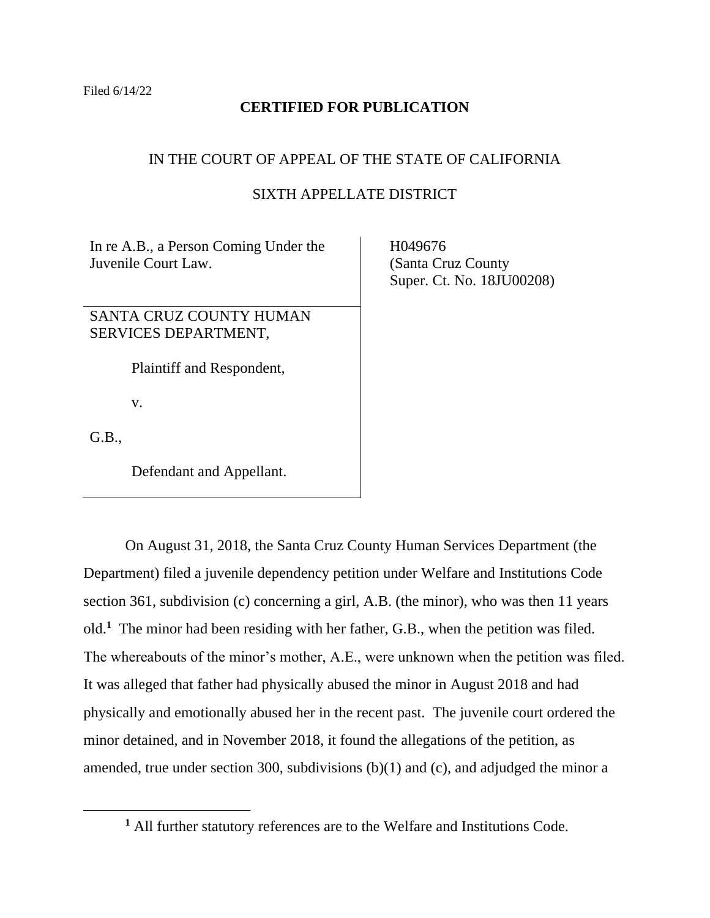Filed 6/14/22

**CERTIFIED FOR PUBLICATION**

IN THE COURT OF APPEAL OF THE STATE OF CALIFORNIA

SIXTH APPELLATE DISTRICT

| | |
|---|---|
| In re A.B., a Person Coming Under the Juvenile Court Law. | H049676 (Santa Cruz County Super. Ct. No. 18JU00208) |
| SANTA CRUZ COUNTY HUMAN SERVICES DEPARTMENT, Plaintiff and Respondent, v. G.B., Defendant and Appellant. | |

On August 31, 2018, the Santa Cruz County Human Services Department (the Department) filed a juvenile dependency petition under Welfare and Institutions Code section 361, subdivision (c) concerning a girl, A.B. (the minor), who was then 11 years old.[1] The minor had been residing with her father, G.B., when the petition was filed. The whereabouts of the minor's mother, A.E., were unknown when the petition was filed. It was alleged that father had physically abused the minor in August 2018 and had physically and emotionally abused her in the recent past. The juvenile court ordered the minor detained, and in November 2018, it found the allegations of the petition, as amended, true under section 300, subdivisions (b)(1) and (c), and adjudged the minor a

[1] All further statutory references are to the Welfare and Institutions Code.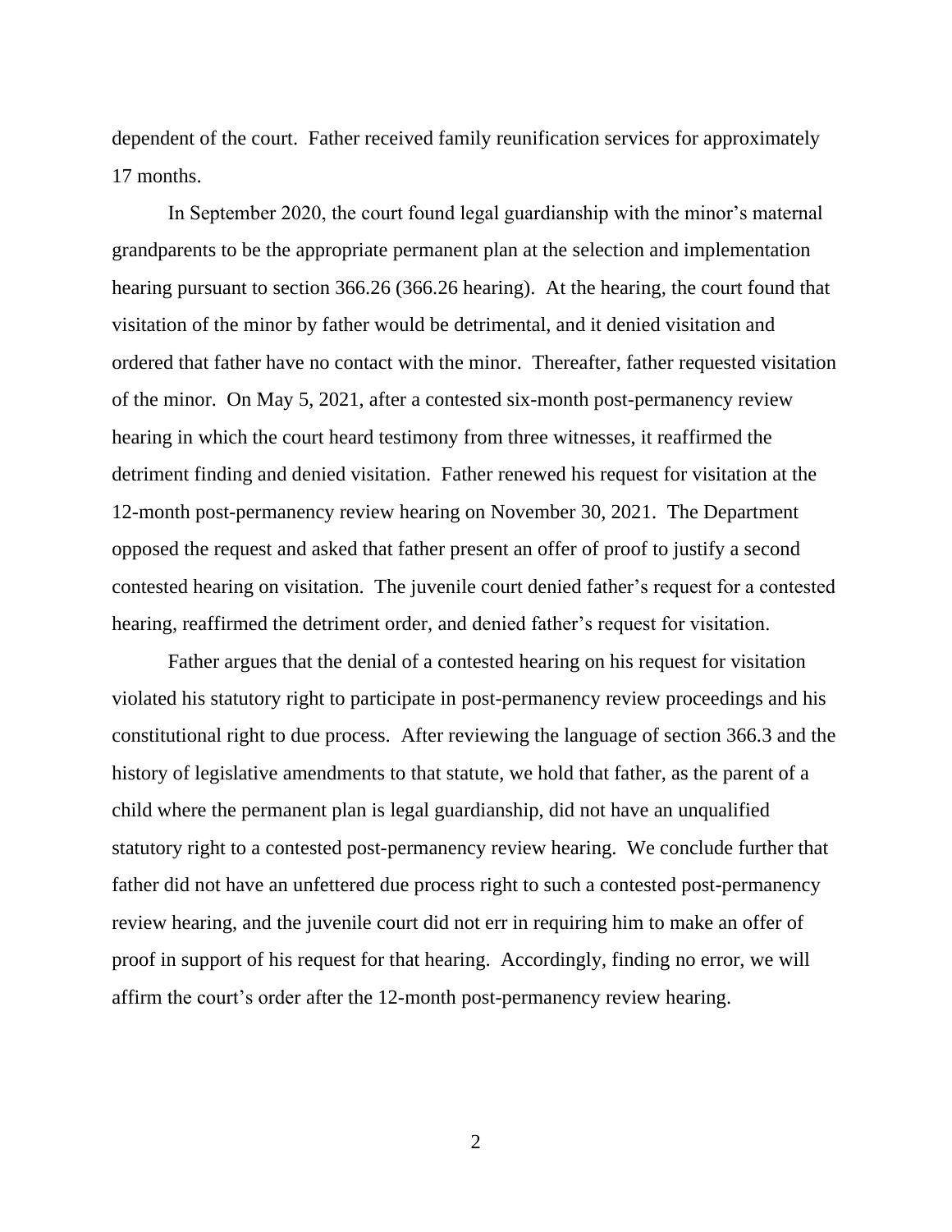dependent of the court. Father received family reunification services for approximately 17 months.

In September 2020, the court found legal guardianship with the minor's maternal grandparents to be the appropriate permanent plan at the selection and implementation hearing pursuant to section 366.26 (366.26 hearing). At the hearing, the court found that visitation of the minor by father would be detrimental, and it denied visitation and ordered that father have no contact with the minor. Thereafter, father requested visitation of the minor. On May 5, 2021, after a contested six-month post-permanency review hearing in which the court heard testimony from three witnesses, it reaffirmed the detriment finding and denied visitation. Father renewed his request for visitation at the 12-month post-permanency review hearing on November 30, 2021. The Department opposed the request and asked that father present an offer of proof to justify a second contested hearing on visitation. The juvenile court denied father's request for a contested hearing, reaffirmed the detriment order, and denied father's request for visitation.

Father argues that the denial of a contested hearing on his request for visitation violated his statutory right to participate in post-permanency review proceedings and his constitutional right to due process. After reviewing the language of section 366.3 and the history of legislative amendments to that statute, we hold that father, as the parent of a child where the permanent plan is legal guardianship, did not have an unqualified statutory right to a contested post-permanency review hearing. We conclude further that father did not have an unfettered due process right to such a contested post-permanency review hearing, and the juvenile court did not err in requiring him to make an offer of proof in support of his request for that hearing. Accordingly, finding no error, we will affirm the court's order after the 12-month post-permanency review hearing.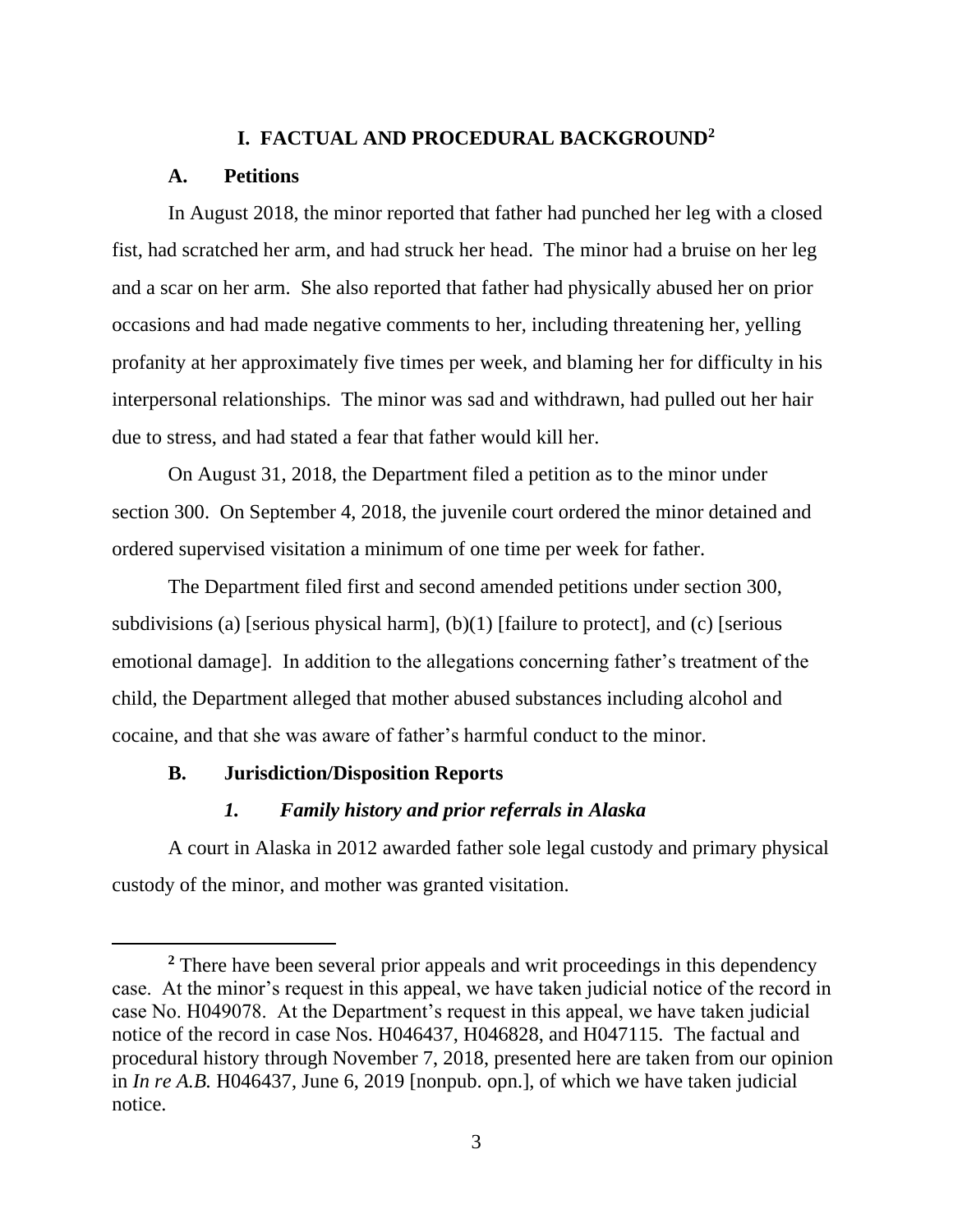# I. FACTUAL AND PROCEDURAL BACKGROUND[2]

## A. Petitions

In August 2018, the minor reported that father had punched her leg with a closed fist, had scratched her arm, and had struck her head. The minor had a bruise on her leg and a scar on her arm. She also reported that father had physically abused her on prior occasions and had made negative comments to her, including threatening her, yelling profanity at her approximately five times per week, and blaming her for difficulty in his interpersonal relationships. The minor was sad and withdrawn, had pulled out her hair due to stress, and had stated a fear that father would kill her.

On August 31, 2018, the Department filed a petition as to the minor under section 300. On September 4, 2018, the juvenile court ordered the minor detained and ordered supervised visitation a minimum of one time per week for father.

The Department filed first and second amended petitions under section 300, subdivisions (a) [serious physical harm], (b)(1) [failure to protect], and (c) [serious emotional damage]. In addition to the allegations concerning father's treatment of the child, the Department alleged that mother abused substances including alcohol and cocaine, and that she was aware of father's harmful conduct to the minor.

## B. Jurisdiction/Disposition Reports

### *1. Family history and prior referrals in Alaska*

A court in Alaska in 2012 awarded father sole legal custody and primary physical custody of the minor, and mother was granted visitation.

---

[2] There have been several prior appeals and writ proceedings in this dependency case. At the minor's request in this appeal, we have taken judicial notice of the record in case No. H049078. At the Department's request in this appeal, we have taken judicial notice of the record in case Nos. H046437, H046828, and H047115. The factual and procedural history through November 7, 2018, presented here are taken from our opinion in *In re A.B.* H046437, June 6, 2019 [nonpub. opn.], of which we have taken judicial notice.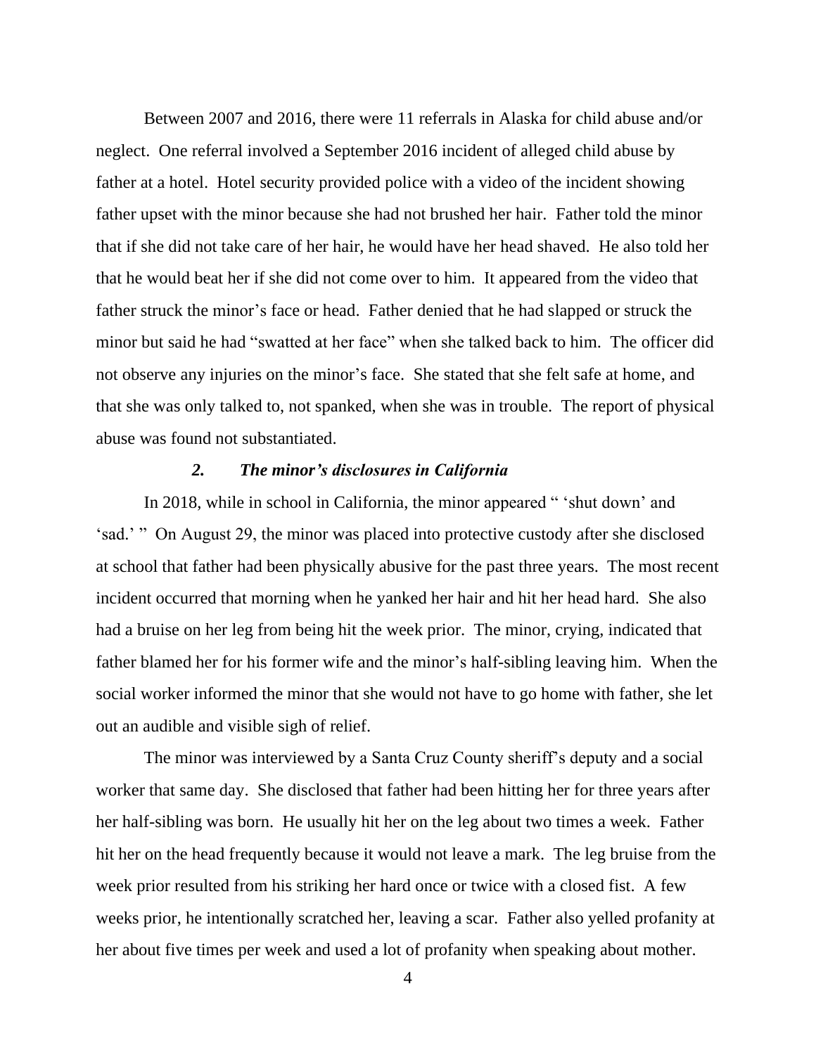Between 2007 and 2016, there were 11 referrals in Alaska for child abuse and/or neglect. One referral involved a September 2016 incident of alleged child abuse by father at a hotel. Hotel security provided police with a video of the incident showing father upset with the minor because she had not brushed her hair. Father told the minor that if she did not take care of her hair, he would have her head shaved. He also told her that he would beat her if she did not come over to him. It appeared from the video that father struck the minor's face or head. Father denied that he had slapped or struck the minor but said he had "swatted at her face" when she talked back to him. The officer did not observe any injuries on the minor's face. She stated that she felt safe at home, and that she was only talked to, not spanked, when she was in trouble. The report of physical abuse was found not substantiated.

### ***2. The minor's disclosures in California***

In 2018, while in school in California, the minor appeared " 'shut down' and 'sad.' " On August 29, the minor was placed into protective custody after she disclosed at school that father had been physically abusive for the past three years. The most recent incident occurred that morning when he yanked her hair and hit her head hard. She also had a bruise on her leg from being hit the week prior. The minor, crying, indicated that father blamed her for his former wife and the minor's half-sibling leaving him. When the social worker informed the minor that she would not have to go home with father, she let out an audible and visible sigh of relief.

The minor was interviewed by a Santa Cruz County sheriff's deputy and a social worker that same day. She disclosed that father had been hitting her for three years after her half-sibling was born. He usually hit her on the leg about two times a week. Father hit her on the head frequently because it would not leave a mark. The leg bruise from the week prior resulted from his striking her hard once or twice with a closed fist. A few weeks prior, he intentionally scratched her, leaving a scar. Father also yelled profanity at her about five times per week and used a lot of profanity when speaking about mother.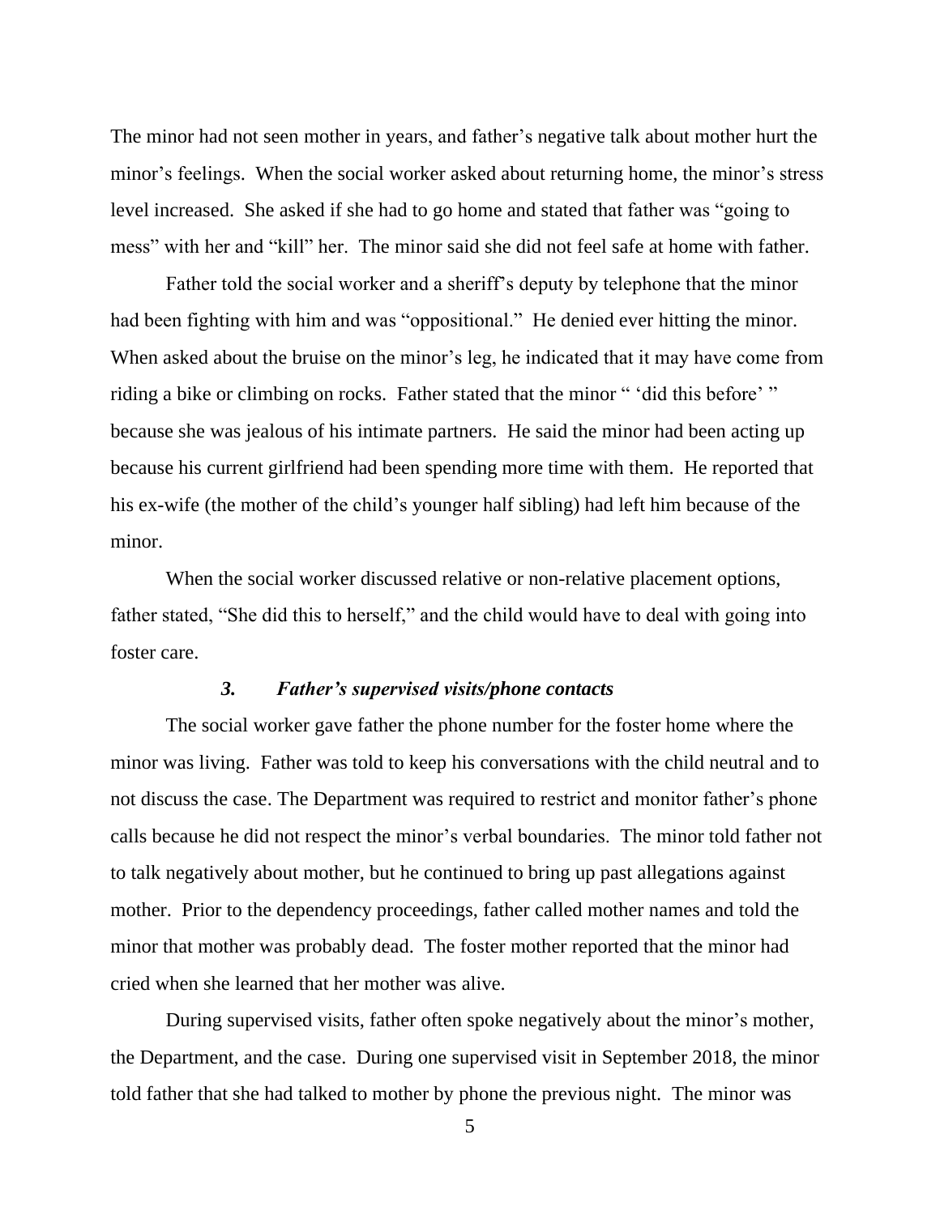The minor had not seen mother in years, and father's negative talk about mother hurt the minor's feelings. When the social worker asked about returning home, the minor's stress level increased. She asked if she had to go home and stated that father was "going to mess" with her and "kill" her. The minor said she did not feel safe at home with father.

Father told the social worker and a sheriff's deputy by telephone that the minor had been fighting with him and was "oppositional." He denied ever hitting the minor. When asked about the bruise on the minor's leg, he indicated that it may have come from riding a bike or climbing on rocks. Father stated that the minor " 'did this before' " because she was jealous of his intimate partners. He said the minor had been acting up because his current girlfriend had been spending more time with them. He reported that his ex-wife (the mother of the child's younger half sibling) had left him because of the minor.

When the social worker discussed relative or non-relative placement options, father stated, "She did this to herself," and the child would have to deal with going into foster care.

### *3. Father's supervised visits/phone contacts*

The social worker gave father the phone number for the foster home where the minor was living. Father was told to keep his conversations with the child neutral and to not discuss the case. The Department was required to restrict and monitor father's phone calls because he did not respect the minor's verbal boundaries. The minor told father not to talk negatively about mother, but he continued to bring up past allegations against mother. Prior to the dependency proceedings, father called mother names and told the minor that mother was probably dead. The foster mother reported that the minor had cried when she learned that her mother was alive.

During supervised visits, father often spoke negatively about the minor's mother, the Department, and the case. During one supervised visit in September 2018, the minor told father that she had talked to mother by phone the previous night. The minor was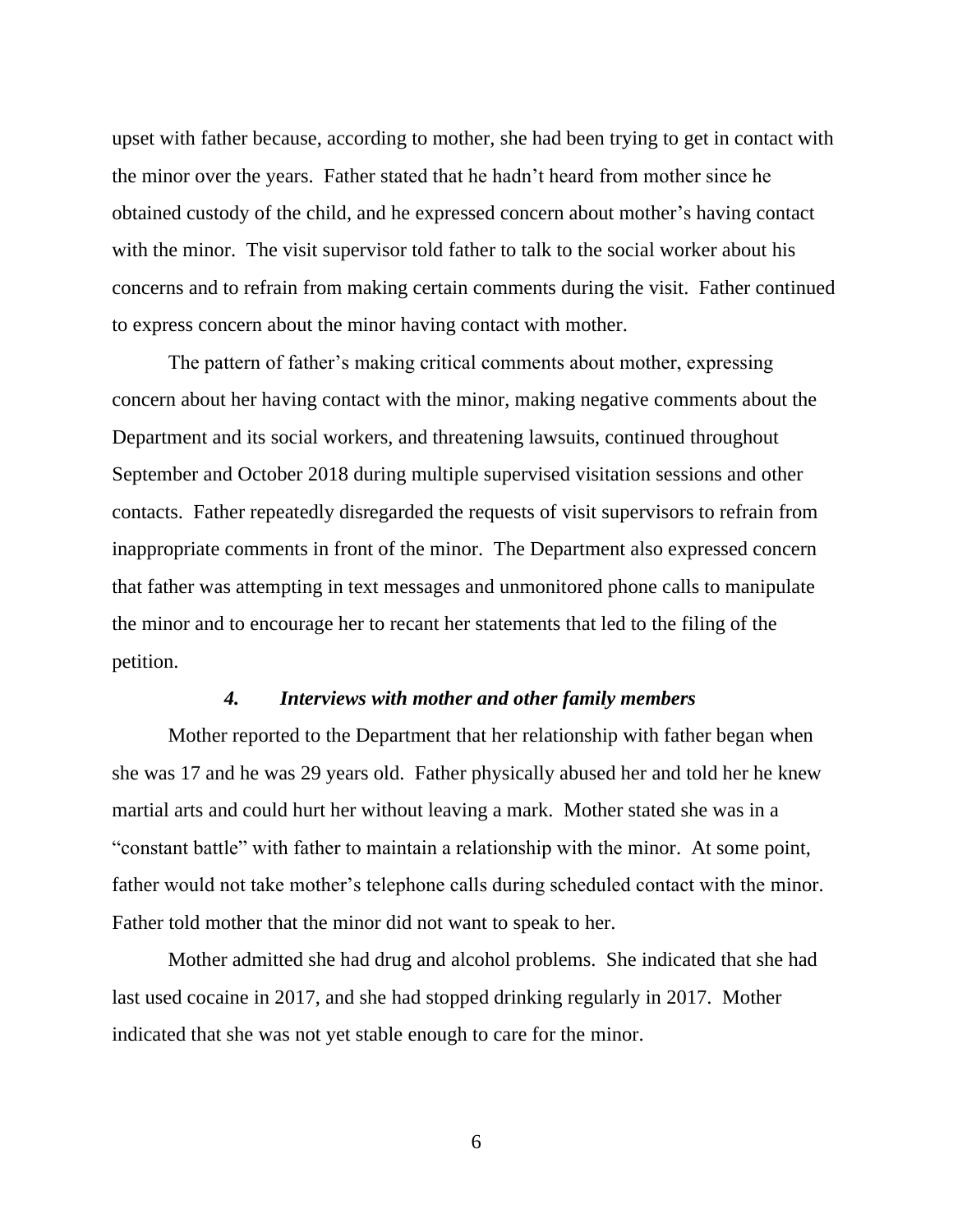upset with father because, according to mother, she had been trying to get in contact with the minor over the years. Father stated that he hadn't heard from mother since he obtained custody of the child, and he expressed concern about mother's having contact with the minor. The visit supervisor told father to talk to the social worker about his concerns and to refrain from making certain comments during the visit. Father continued to express concern about the minor having contact with mother.

The pattern of father's making critical comments about mother, expressing concern about her having contact with the minor, making negative comments about the Department and its social workers, and threatening lawsuits, continued throughout September and October 2018 during multiple supervised visitation sessions and other contacts. Father repeatedly disregarded the requests of visit supervisors to refrain from inappropriate comments in front of the minor. The Department also expressed concern that father was attempting in text messages and unmonitored phone calls to manipulate the minor and to encourage her to recant her statements that led to the filing of the petition.

#### *4. Interviews with mother and other family members*

Mother reported to the Department that her relationship with father began when she was 17 and he was 29 years old. Father physically abused her and told her he knew martial arts and could hurt her without leaving a mark. Mother stated she was in a "constant battle" with father to maintain a relationship with the minor. At some point, father would not take mother's telephone calls during scheduled contact with the minor. Father told mother that the minor did not want to speak to her.

Mother admitted she had drug and alcohol problems. She indicated that she had last used cocaine in 2017, and she had stopped drinking regularly in 2017. Mother indicated that she was not yet stable enough to care for the minor.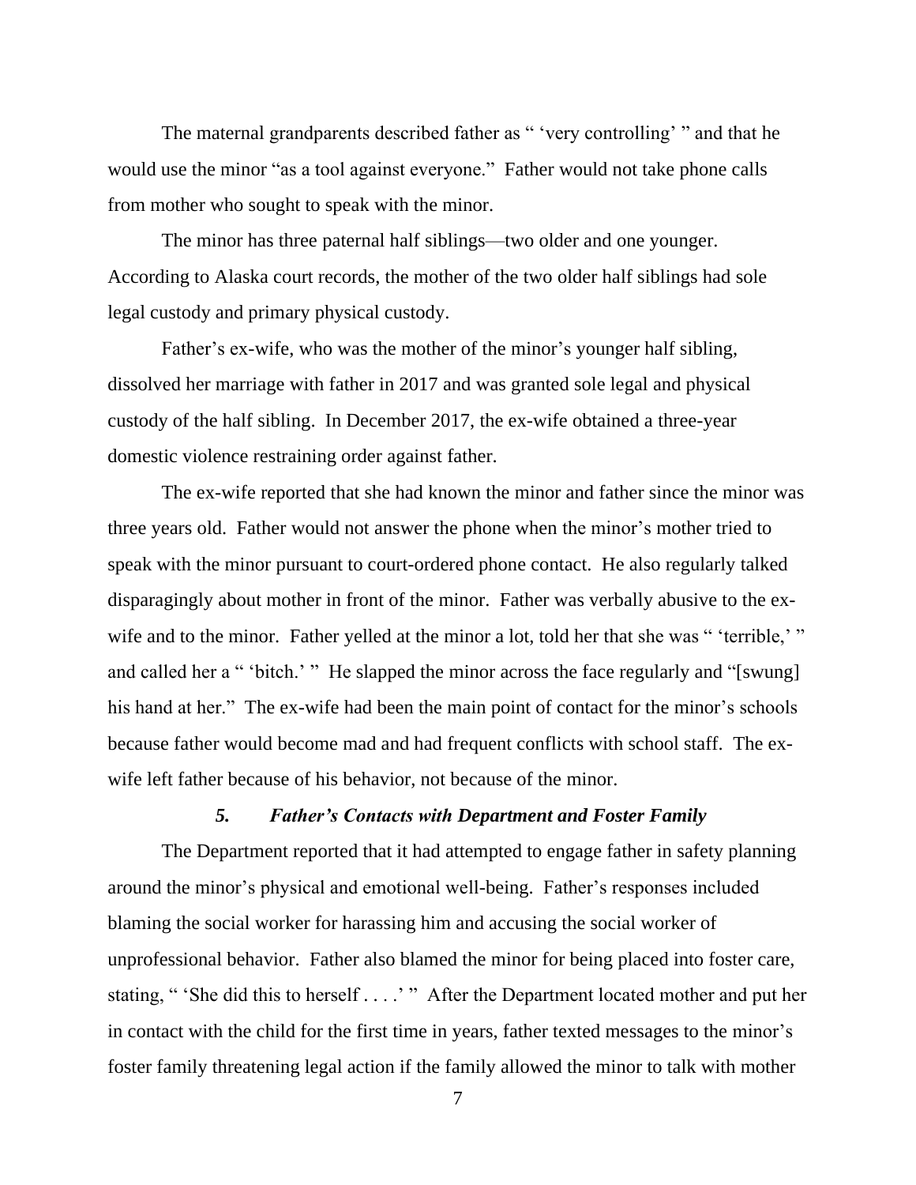The maternal grandparents described father as " 'very controlling' " and that he would use the minor "as a tool against everyone." Father would not take phone calls from mother who sought to speak with the minor.

The minor has three paternal half siblings—two older and one younger. According to Alaska court records, the mother of the two older half siblings had sole legal custody and primary physical custody.

Father's ex-wife, who was the mother of the minor's younger half sibling, dissolved her marriage with father in 2017 and was granted sole legal and physical custody of the half sibling. In December 2017, the ex-wife obtained a three-year domestic violence restraining order against father.

The ex-wife reported that she had known the minor and father since the minor was three years old. Father would not answer the phone when the minor's mother tried to speak with the minor pursuant to court-ordered phone contact. He also regularly talked disparagingly about mother in front of the minor. Father was verbally abusive to the ex-wife and to the minor. Father yelled at the minor a lot, told her that she was " 'terrible,' " and called her a " 'bitch.' " He slapped the minor across the face regularly and "[swung] his hand at her." The ex-wife had been the main point of contact for the minor's schools because father would become mad and had frequent conflicts with school staff. The ex-wife left father because of his behavior, not because of the minor.

### *5. Father's Contacts with Department and Foster Family*

The Department reported that it had attempted to engage father in safety planning around the minor's physical and emotional well-being. Father's responses included blaming the social worker for harassing him and accusing the social worker of unprofessional behavior. Father also blamed the minor for being placed into foster care, stating, " 'She did this to herself . . . .' " After the Department located mother and put her in contact with the child for the first time in years, father texted messages to the minor's foster family threatening legal action if the family allowed the minor to talk with mother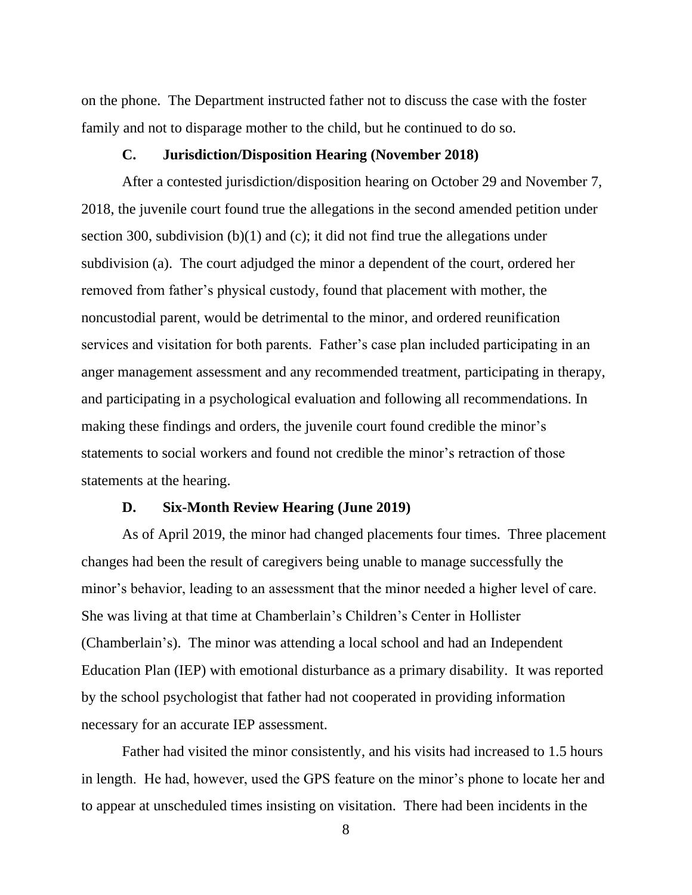on the phone. The Department instructed father not to discuss the case with the foster family and not to disparage mother to the child, but he continued to do so.

### C. Jurisdiction/Disposition Hearing (November 2018)

After a contested jurisdiction/disposition hearing on October 29 and November 7, 2018, the juvenile court found true the allegations in the second amended petition under section 300, subdivision (b)(1) and (c); it did not find true the allegations under subdivision (a). The court adjudged the minor a dependent of the court, ordered her removed from father's physical custody, found that placement with mother, the noncustodial parent, would be detrimental to the minor, and ordered reunification services and visitation for both parents. Father's case plan included participating in an anger management assessment and any recommended treatment, participating in therapy, and participating in a psychological evaluation and following all recommendations. In making these findings and orders, the juvenile court found credible the minor's statements to social workers and found not credible the minor's retraction of those statements at the hearing.

### D. Six-Month Review Hearing (June 2019)

As of April 2019, the minor had changed placements four times. Three placement changes had been the result of caregivers being unable to manage successfully the minor's behavior, leading to an assessment that the minor needed a higher level of care. She was living at that time at Chamberlain's Children's Center in Hollister (Chamberlain's). The minor was attending a local school and had an Independent Education Plan (IEP) with emotional disturbance as a primary disability. It was reported by the school psychologist that father had not cooperated in providing information necessary for an accurate IEP assessment.

Father had visited the minor consistently, and his visits had increased to 1.5 hours in length. He had, however, used the GPS feature on the minor's phone to locate her and to appear at unscheduled times insisting on visitation. There had been incidents in the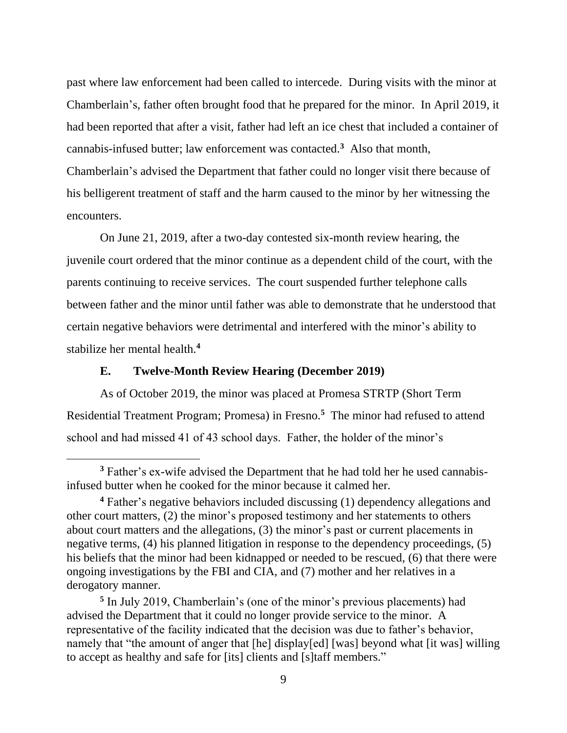past where law enforcement had been called to intercede. During visits with the minor at Chamberlain's, father often brought food that he prepared for the minor. In April 2019, it had been reported that after a visit, father had left an ice chest that included a container of cannabis-infused butter; law enforcement was contacted.[3] Also that month, Chamberlain's advised the Department that father could no longer visit there because of his belligerent treatment of staff and the harm caused to the minor by her witnessing the encounters.

On June 21, 2019, after a two-day contested six-month review hearing, the juvenile court ordered that the minor continue as a dependent child of the court, with the parents continuing to receive services. The court suspended further telephone calls between father and the minor until father was able to demonstrate that he understood that certain negative behaviors were detrimental and interfered with the minor's ability to stabilize her mental health.[4]

### E. Twelve-Month Review Hearing (December 2019)

As of October 2019, the minor was placed at Promesa STRTP (Short Term Residential Treatment Program; Promesa) in Fresno.[5] The minor had refused to attend school and had missed 41 of 43 school days. Father, the holder of the minor's

---

[3] Father's ex-wife advised the Department that he had told her he used cannabis-infused butter when he cooked for the minor because it calmed her.

[4] Father's negative behaviors included discussing (1) dependency allegations and other court matters, (2) the minor's proposed testimony and her statements to others about court matters and the allegations, (3) the minor's past or current placements in negative terms, (4) his planned litigation in response to the dependency proceedings, (5) his beliefs that the minor had been kidnapped or needed to be rescued, (6) that there were ongoing investigations by the FBI and CIA, and (7) mother and her relatives in a derogatory manner.

[5] In July 2019, Chamberlain's (one of the minor's previous placements) had advised the Department that it could no longer provide service to the minor. A representative of the facility indicated that the decision was due to father's behavior, namely that "the amount of anger that [he] display[ed] [was] beyond what [it was] willing to accept as healthy and safe for [its] clients and [s]taff members."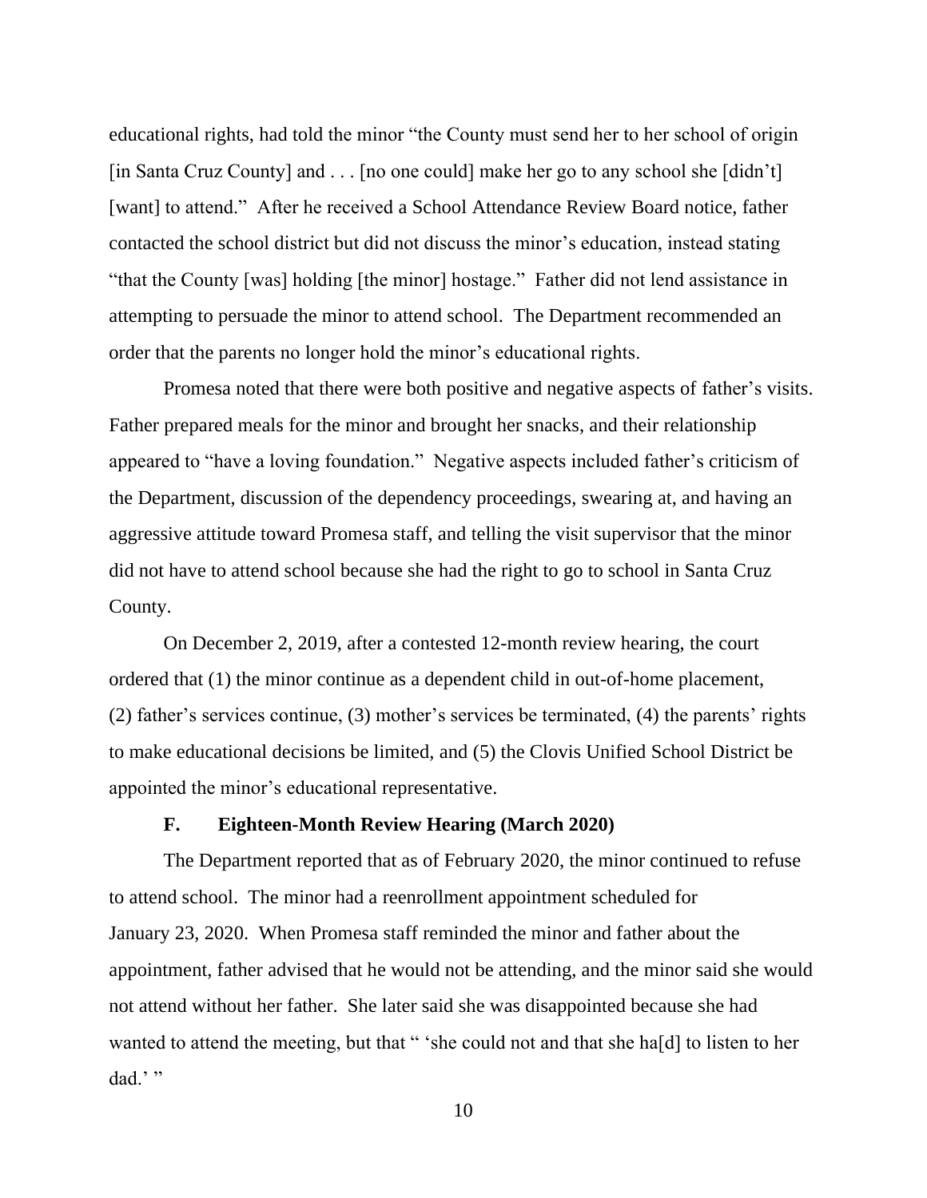educational rights, had told the minor "the County must send her to her school of origin [in Santa Cruz County] and . . . [no one could] make her go to any school she [didn't] [want] to attend." After he received a School Attendance Review Board notice, father contacted the school district but did not discuss the minor's education, instead stating "that the County [was] holding [the minor] hostage." Father did not lend assistance in attempting to persuade the minor to attend school. The Department recommended an order that the parents no longer hold the minor's educational rights.

Promesa noted that there were both positive and negative aspects of father's visits. Father prepared meals for the minor and brought her snacks, and their relationship appeared to "have a loving foundation." Negative aspects included father's criticism of the Department, discussion of the dependency proceedings, swearing at, and having an aggressive attitude toward Promesa staff, and telling the visit supervisor that the minor did not have to attend school because she had the right to go to school in Santa Cruz County.

On December 2, 2019, after a contested 12-month review hearing, the court ordered that (1) the minor continue as a dependent child in out-of-home placement, (2) father's services continue, (3) mother's services be terminated, (4) the parents' rights to make educational decisions be limited, and (5) the Clovis Unified School District be appointed the minor's educational representative.

### F. Eighteen-Month Review Hearing (March 2020)

The Department reported that as of February 2020, the minor continued to refuse to attend school. The minor had a reenrollment appointment scheduled for January 23, 2020. When Promesa staff reminded the minor and father about the appointment, father advised that he would not be attending, and the minor said she would not attend without her father. She later said she was disappointed because she had wanted to attend the meeting, but that " 'she could not and that she ha[d] to listen to her dad.' "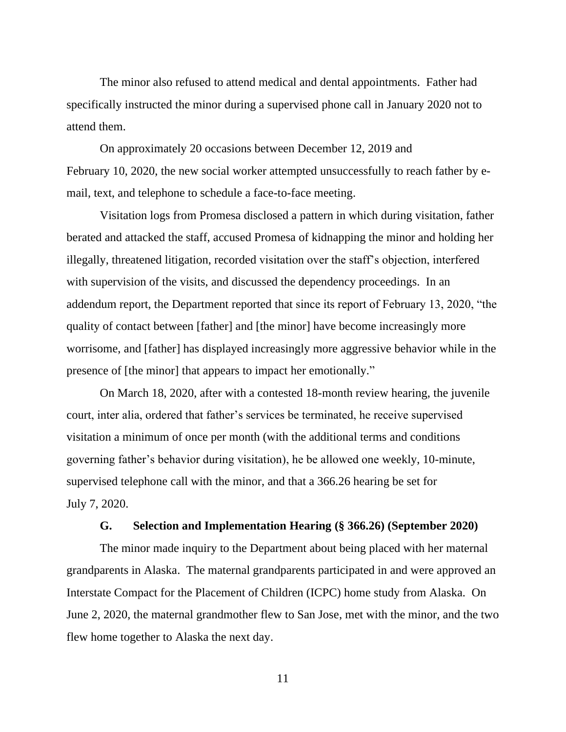The minor also refused to attend medical and dental appointments. Father had specifically instructed the minor during a supervised phone call in January 2020 not to attend them.

On approximately 20 occasions between December 12, 2019 and February 10, 2020, the new social worker attempted unsuccessfully to reach father by e-mail, text, and telephone to schedule a face-to-face meeting.

Visitation logs from Promesa disclosed a pattern in which during visitation, father berated and attacked the staff, accused Promesa of kidnapping the minor and holding her illegally, threatened litigation, recorded visitation over the staff's objection, interfered with supervision of the visits, and discussed the dependency proceedings. In an addendum report, the Department reported that since its report of February 13, 2020, "the quality of contact between [father] and [the minor] have become increasingly more worrisome, and [father] has displayed increasingly more aggressive behavior while in the presence of [the minor] that appears to impact her emotionally."

On March 18, 2020, after with a contested 18-month review hearing, the juvenile court, inter alia, ordered that father's services be terminated, he receive supervised visitation a minimum of once per month (with the additional terms and conditions governing father's behavior during visitation), he be allowed one weekly, 10-minute, supervised telephone call with the minor, and that a 366.26 hearing be set for July 7, 2020.

### G. Selection and Implementation Hearing (§ 366.26) (September 2020)

The minor made inquiry to the Department about being placed with her maternal grandparents in Alaska. The maternal grandparents participated in and were approved an Interstate Compact for the Placement of Children (ICPC) home study from Alaska. On June 2, 2020, the maternal grandmother flew to San Jose, met with the minor, and the two flew home together to Alaska the next day.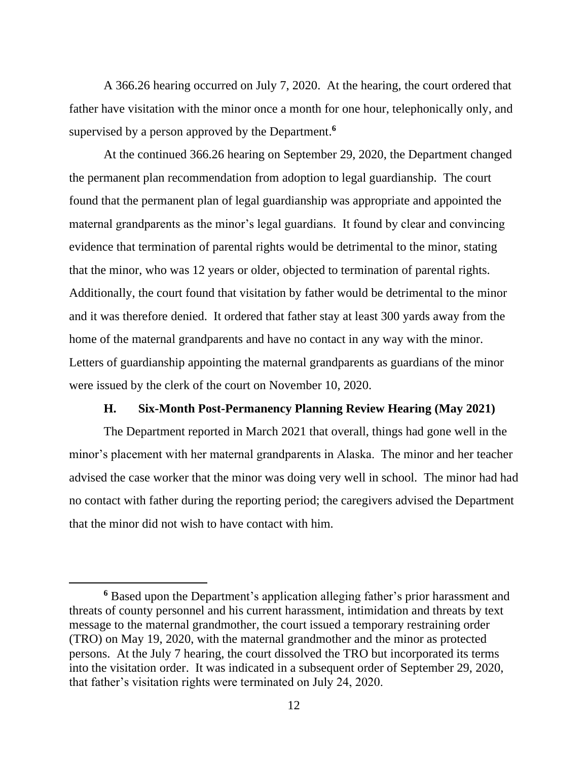A 366.26 hearing occurred on July 7, 2020. At the hearing, the court ordered that father have visitation with the minor once a month for one hour, telephonically only, and supervised by a person approved by the Department.[6]

At the continued 366.26 hearing on September 29, 2020, the Department changed the permanent plan recommendation from adoption to legal guardianship. The court found that the permanent plan of legal guardianship was appropriate and appointed the maternal grandparents as the minor's legal guardians. It found by clear and convincing evidence that termination of parental rights would be detrimental to the minor, stating that the minor, who was 12 years or older, objected to termination of parental rights. Additionally, the court found that visitation by father would be detrimental to the minor and it was therefore denied. It ordered that father stay at least 300 yards away from the home of the maternal grandparents and have no contact in any way with the minor. Letters of guardianship appointing the maternal grandparents as guardians of the minor were issued by the clerk of the court on November 10, 2020.

### H. Six-Month Post-Permanency Planning Review Hearing (May 2021)

The Department reported in March 2021 that overall, things had gone well in the minor's placement with her maternal grandparents in Alaska. The minor and her teacher advised the case worker that the minor was doing very well in school. The minor had had no contact with father during the reporting period; the caregivers advised the Department that the minor did not wish to have contact with him.

---

[6] Based upon the Department's application alleging father's prior harassment and threats of county personnel and his current harassment, intimidation and threats by text message to the maternal grandmother, the court issued a temporary restraining order (TRO) on May 19, 2020, with the maternal grandmother and the minor as protected persons. At the July 7 hearing, the court dissolved the TRO but incorporated its terms into the visitation order. It was indicated in a subsequent order of September 29, 2020, that father's visitation rights were terminated on July 24, 2020.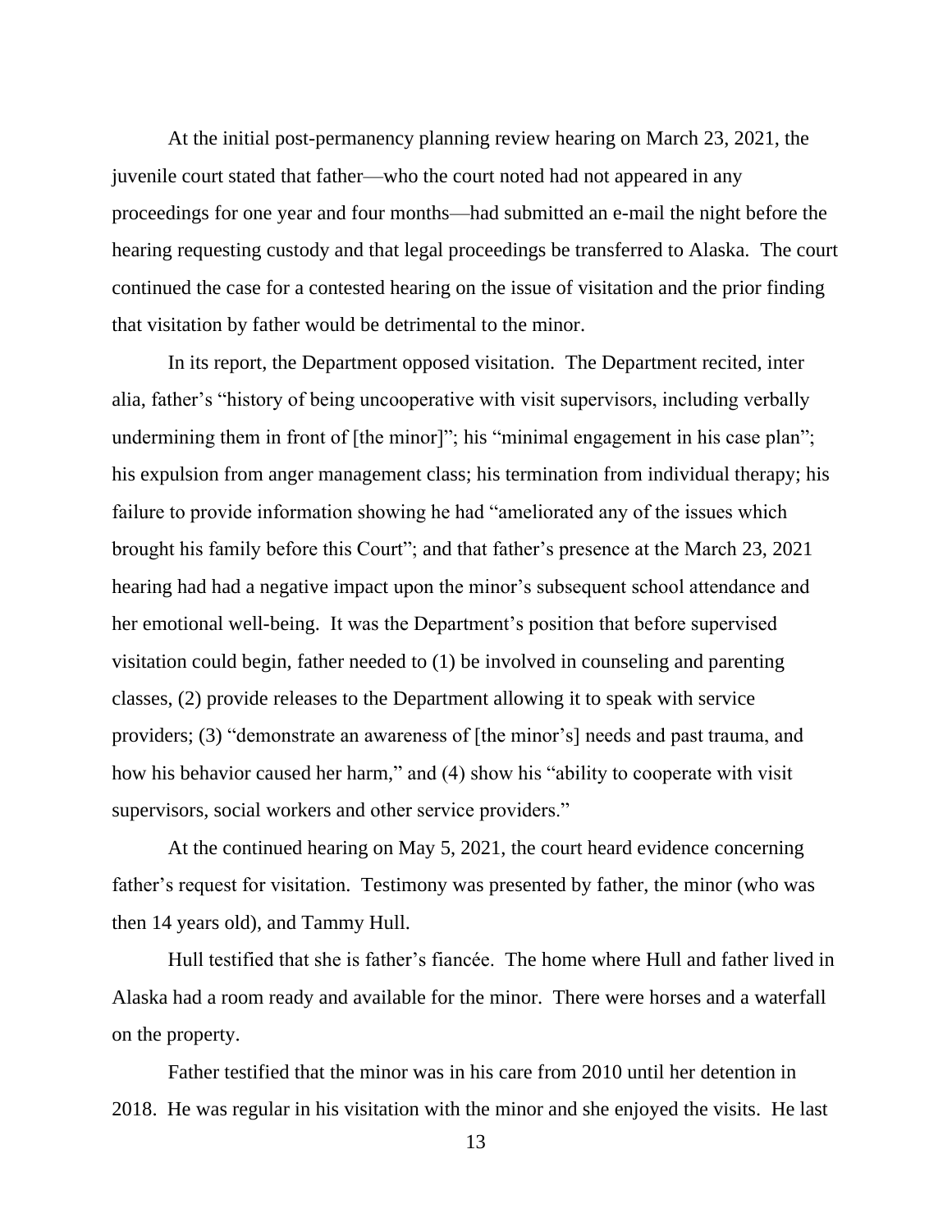At the initial post-permanency planning review hearing on March 23, 2021, the juvenile court stated that father—who the court noted had not appeared in any proceedings for one year and four months—had submitted an e-mail the night before the hearing requesting custody and that legal proceedings be transferred to Alaska. The court continued the case for a contested hearing on the issue of visitation and the prior finding that visitation by father would be detrimental to the minor.

In its report, the Department opposed visitation. The Department recited, inter alia, father's "history of being uncooperative with visit supervisors, including verbally undermining them in front of [the minor]"; his "minimal engagement in his case plan"; his expulsion from anger management class; his termination from individual therapy; his failure to provide information showing he had "ameliorated any of the issues which brought his family before this Court"; and that father's presence at the March 23, 2021 hearing had had a negative impact upon the minor's subsequent school attendance and her emotional well-being. It was the Department's position that before supervised visitation could begin, father needed to (1) be involved in counseling and parenting classes, (2) provide releases to the Department allowing it to speak with service providers; (3) "demonstrate an awareness of [the minor's] needs and past trauma, and how his behavior caused her harm," and (4) show his "ability to cooperate with visit supervisors, social workers and other service providers."

At the continued hearing on May 5, 2021, the court heard evidence concerning father's request for visitation. Testimony was presented by father, the minor (who was then 14 years old), and Tammy Hull.

Hull testified that she is father's fiancée. The home where Hull and father lived in Alaska had a room ready and available for the minor. There were horses and a waterfall on the property.

Father testified that the minor was in his care from 2010 until her detention in 2018. He was regular in his visitation with the minor and she enjoyed the visits. He last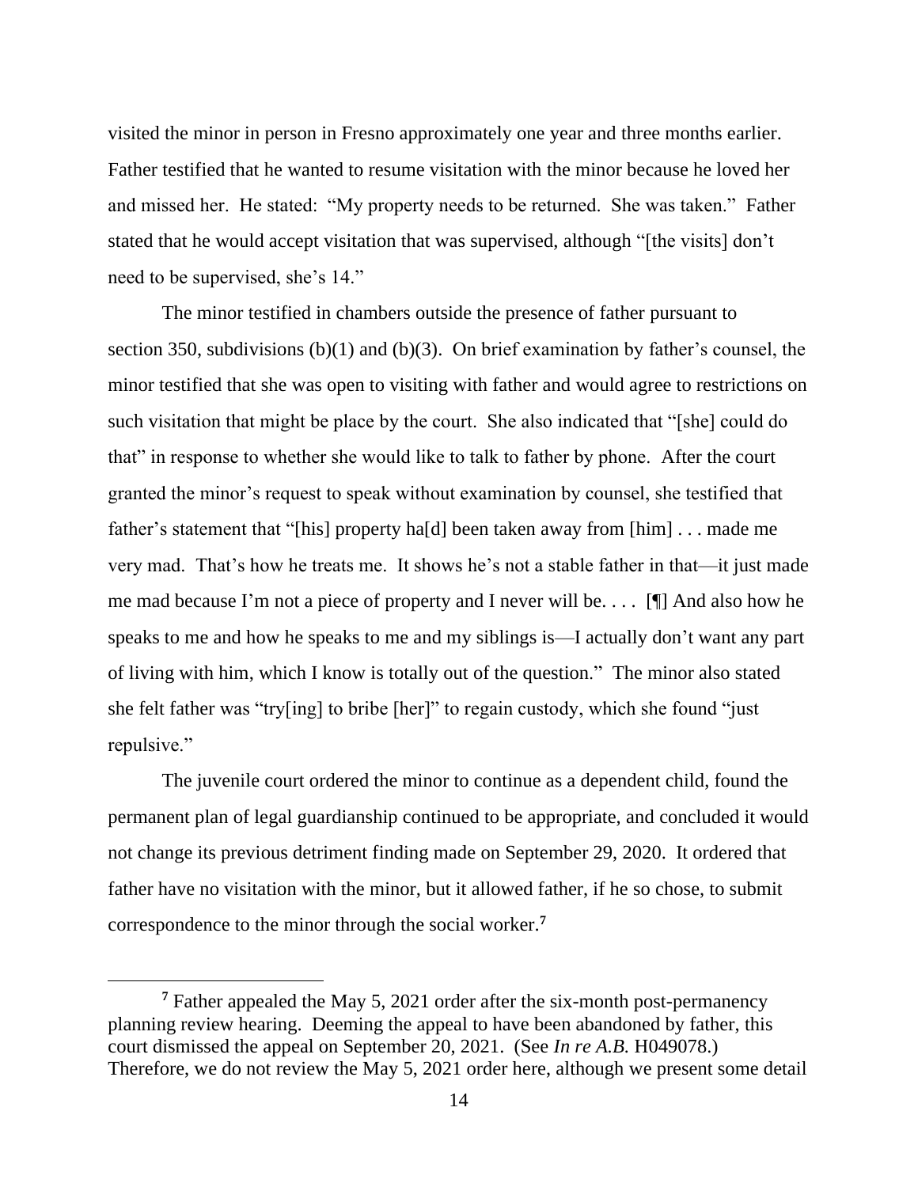visited the minor in person in Fresno approximately one year and three months earlier. Father testified that he wanted to resume visitation with the minor because he loved her and missed her. He stated: "My property needs to be returned. She was taken." Father stated that he would accept visitation that was supervised, although "[the visits] don't need to be supervised, she's 14."

The minor testified in chambers outside the presence of father pursuant to section 350, subdivisions (b)(1) and (b)(3). On brief examination by father's counsel, the minor testified that she was open to visiting with father and would agree to restrictions on such visitation that might be place by the court. She also indicated that "[she] could do that" in response to whether she would like to talk to father by phone. After the court granted the minor's request to speak without examination by counsel, she testified that father's statement that "[his] property ha[d] been taken away from [him] . . . made me very mad. That's how he treats me. It shows he's not a stable father in that—it just made me mad because I'm not a piece of property and I never will be. . . . [¶] And also how he speaks to me and how he speaks to me and my siblings is—I actually don't want any part of living with him, which I know is totally out of the question." The minor also stated she felt father was "try[ing] to bribe [her]" to regain custody, which she found "just repulsive."

The juvenile court ordered the minor to continue as a dependent child, found the permanent plan of legal guardianship continued to be appropriate, and concluded it would not change its previous detriment finding made on September 29, 2020. It ordered that father have no visitation with the minor, but it allowed father, if he so chose, to submit correspondence to the minor through the social worker.[7]

[7] Father appealed the May 5, 2021 order after the six-month post-permanency planning review hearing. Deeming the appeal to have been abandoned by father, this court dismissed the appeal on September 20, 2021. (See *In re A.B.* H049078.) Therefore, we do not review the May 5, 2021 order here, although we present some detail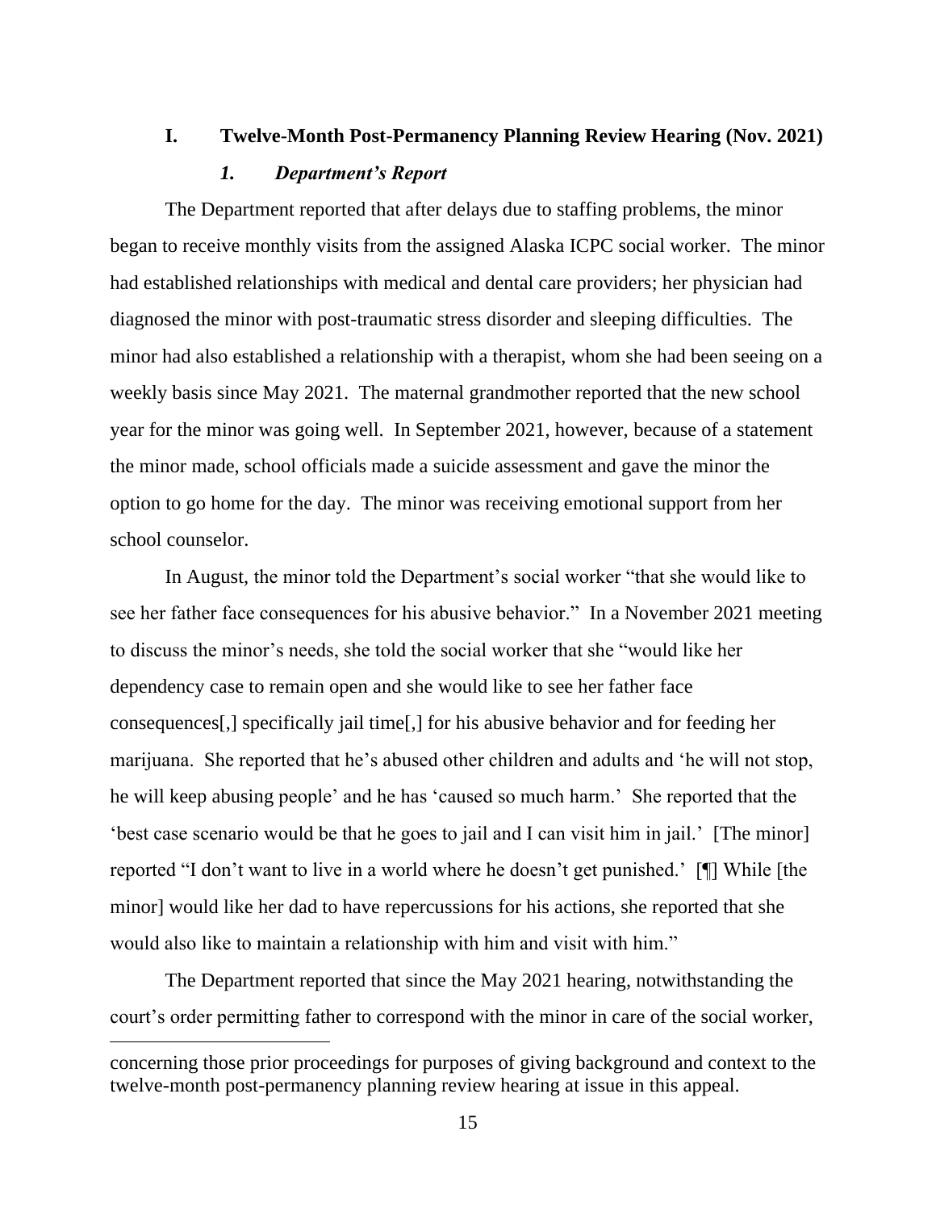## I. Twelve-Month Post-Permanency Planning Review Hearing (Nov. 2021)

### *1. Department's Report*

The Department reported that after delays due to staffing problems, the minor began to receive monthly visits from the assigned Alaska ICPC social worker. The minor had established relationships with medical and dental care providers; her physician had diagnosed the minor with post-traumatic stress disorder and sleeping difficulties. The minor had also established a relationship with a therapist, whom she had been seeing on a weekly basis since May 2021. The maternal grandmother reported that the new school year for the minor was going well. In September 2021, however, because of a statement the minor made, school officials made a suicide assessment and gave the minor the option to go home for the day. The minor was receiving emotional support from her school counselor.

In August, the minor told the Department's social worker "that she would like to see her father face consequences for his abusive behavior." In a November 2021 meeting to discuss the minor's needs, she told the social worker that she "would like her dependency case to remain open and she would like to see her father face consequences[,] specifically jail time[,] for his abusive behavior and for feeding her marijuana. She reported that he's abused other children and adults and 'he will not stop, he will keep abusing people' and he has 'caused so much harm.' She reported that the 'best case scenario would be that he goes to jail and I can visit him in jail.' [The minor] reported "I don't want to live in a world where he doesn't get punished.' [¶] While [the minor] would like her dad to have repercussions for his actions, she reported that she would also like to maintain a relationship with him and visit with him."

The Department reported that since the May 2021 hearing, notwithstanding the court's order permitting father to correspond with the minor in care of the social worker,

---

concerning those prior proceedings for purposes of giving background and context to the twelve-month post-permanency planning review hearing at issue in this appeal.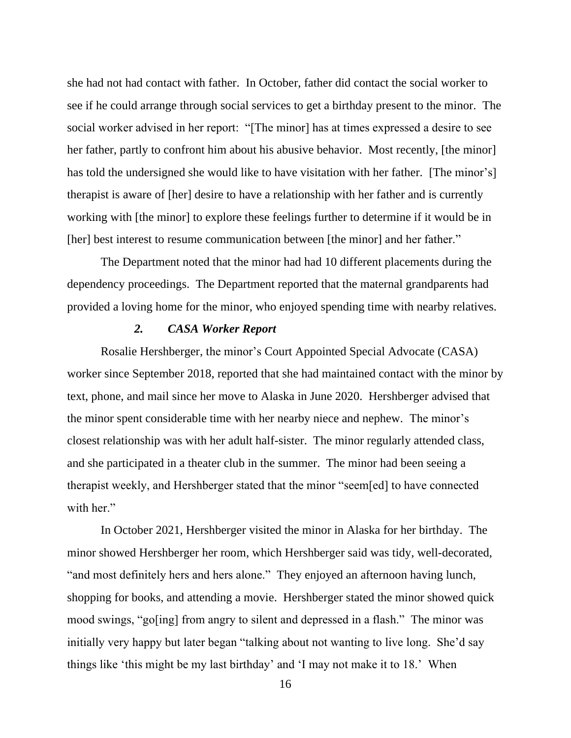she had not had contact with father. In October, father did contact the social worker to see if he could arrange through social services to get a birthday present to the minor. The social worker advised in her report: "[The minor] has at times expressed a desire to see her father, partly to confront him about his abusive behavior. Most recently, [the minor] has told the undersigned she would like to have visitation with her father. [The minor's] therapist is aware of [her] desire to have a relationship with her father and is currently working with [the minor] to explore these feelings further to determine if it would be in [her] best interest to resume communication between [the minor] and her father."

The Department noted that the minor had had 10 different placements during the dependency proceedings. The Department reported that the maternal grandparents had provided a loving home for the minor, who enjoyed spending time with nearby relatives.

### *2. CASA Worker Report*

Rosalie Hershberger, the minor's Court Appointed Special Advocate (CASA) worker since September 2018, reported that she had maintained contact with the minor by text, phone, and mail since her move to Alaska in June 2020. Hershberger advised that the minor spent considerable time with her nearby niece and nephew. The minor's closest relationship was with her adult half-sister. The minor regularly attended class, and she participated in a theater club in the summer. The minor had been seeing a therapist weekly, and Hershberger stated that the minor "seem[ed] to have connected with her."

In October 2021, Hershberger visited the minor in Alaska for her birthday. The minor showed Hershberger her room, which Hershberger said was tidy, well-decorated, "and most definitely hers and hers alone." They enjoyed an afternoon having lunch, shopping for books, and attending a movie. Hershberger stated the minor showed quick mood swings, "go[ing] from angry to silent and depressed in a flash." The minor was initially very happy but later began "talking about not wanting to live long. She'd say things like 'this might be my last birthday' and 'I may not make it to 18.' When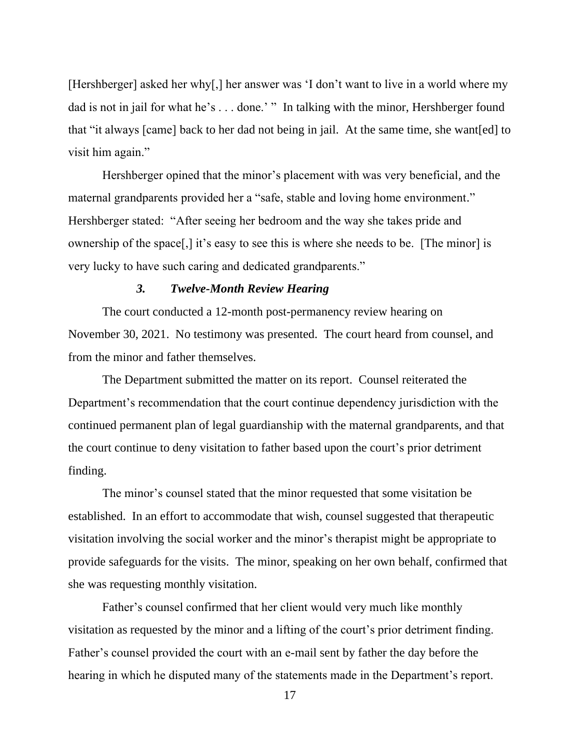[Hershberger] asked her why[,] her answer was 'I don't want to live in a world where my dad is not in jail for what he's . . . done.' " In talking with the minor, Hershberger found that "it always [came] back to her dad not being in jail. At the same time, she want[ed] to visit him again."

Hershberger opined that the minor's placement with was very beneficial, and the maternal grandparents provided her a "safe, stable and loving home environment." Hershberger stated: "After seeing her bedroom and the way she takes pride and ownership of the space[,] it's easy to see this is where she needs to be. [The minor] is very lucky to have such caring and dedicated grandparents."

### *3. Twelve-Month Review Hearing*

The court conducted a 12-month post-permanency review hearing on November 30, 2021. No testimony was presented. The court heard from counsel, and from the minor and father themselves.

The Department submitted the matter on its report. Counsel reiterated the Department's recommendation that the court continue dependency jurisdiction with the continued permanent plan of legal guardianship with the maternal grandparents, and that the court continue to deny visitation to father based upon the court's prior detriment finding.

The minor's counsel stated that the minor requested that some visitation be established. In an effort to accommodate that wish, counsel suggested that therapeutic visitation involving the social worker and the minor's therapist might be appropriate to provide safeguards for the visits. The minor, speaking on her own behalf, confirmed that she was requesting monthly visitation.

Father's counsel confirmed that her client would very much like monthly visitation as requested by the minor and a lifting of the court's prior detriment finding. Father's counsel provided the court with an e-mail sent by father the day before the hearing in which he disputed many of the statements made in the Department's report.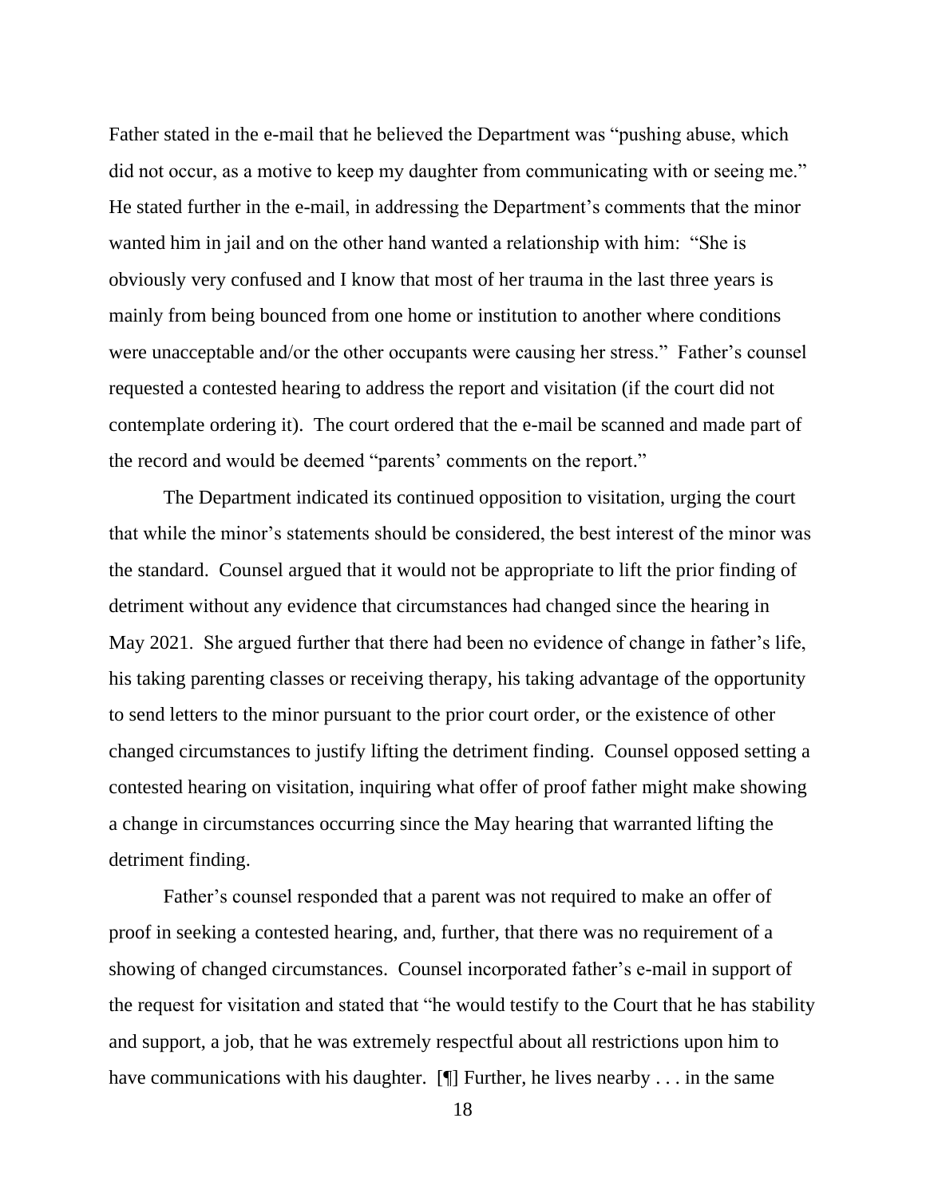Father stated in the e-mail that he believed the Department was "pushing abuse, which did not occur, as a motive to keep my daughter from communicating with or seeing me." He stated further in the e-mail, in addressing the Department's comments that the minor wanted him in jail and on the other hand wanted a relationship with him: "She is obviously very confused and I know that most of her trauma in the last three years is mainly from being bounced from one home or institution to another where conditions were unacceptable and/or the other occupants were causing her stress." Father's counsel requested a contested hearing to address the report and visitation (if the court did not contemplate ordering it). The court ordered that the e-mail be scanned and made part of the record and would be deemed "parents' comments on the report."

The Department indicated its continued opposition to visitation, urging the court that while the minor's statements should be considered, the best interest of the minor was the standard. Counsel argued that it would not be appropriate to lift the prior finding of detriment without any evidence that circumstances had changed since the hearing in May 2021. She argued further that there had been no evidence of change in father's life, his taking parenting classes or receiving therapy, his taking advantage of the opportunity to send letters to the minor pursuant to the prior court order, or the existence of other changed circumstances to justify lifting the detriment finding. Counsel opposed setting a contested hearing on visitation, inquiring what offer of proof father might make showing a change in circumstances occurring since the May hearing that warranted lifting the detriment finding.

Father's counsel responded that a parent was not required to make an offer of proof in seeking a contested hearing, and, further, that there was no requirement of a showing of changed circumstances. Counsel incorporated father's e-mail in support of the request for visitation and stated that "he would testify to the Court that he has stability and support, a job, that he was extremely respectful about all restrictions upon him to have communications with his daughter. [¶] Further, he lives nearby . . . in the same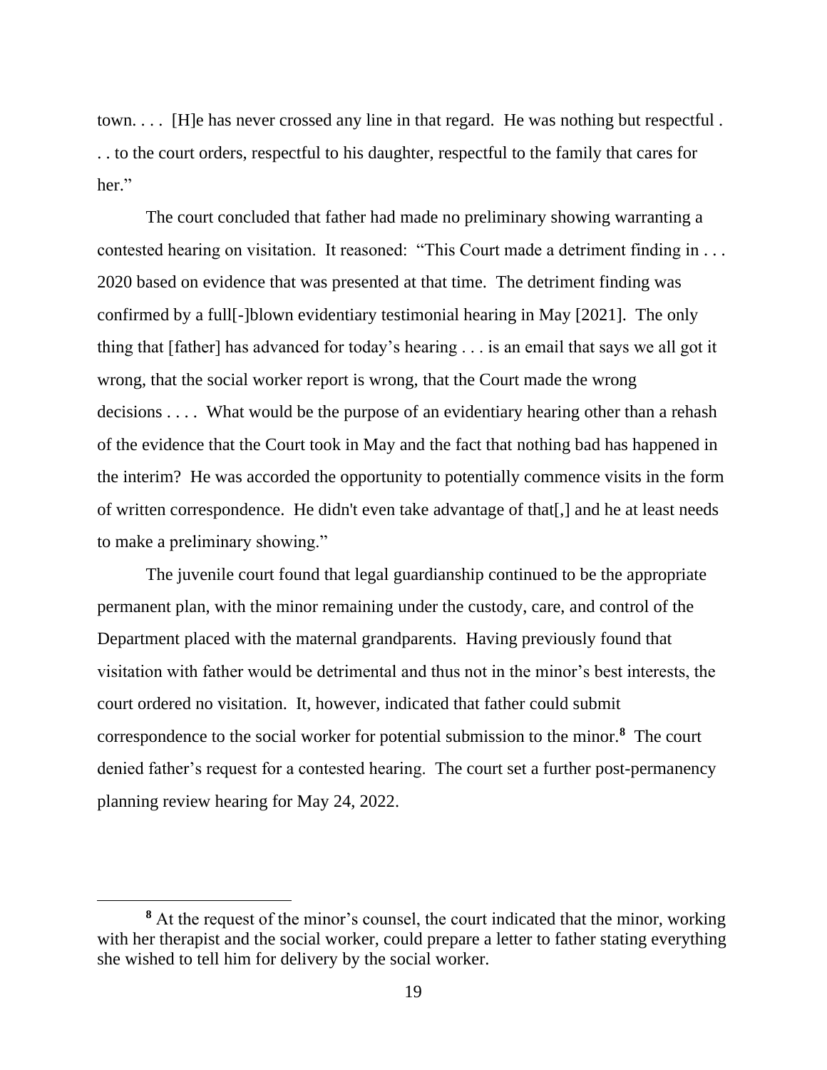town. . . . [H]e has never crossed any line in that regard. He was nothing but respectful . . . to the court orders, respectful to his daughter, respectful to the family that cares for her."

The court concluded that father had made no preliminary showing warranting a contested hearing on visitation. It reasoned: "This Court made a detriment finding in . . . 2020 based on evidence that was presented at that time. The detriment finding was confirmed by a full[-]blown evidentiary testimonial hearing in May [2021]. The only thing that [father] has advanced for today's hearing . . . is an email that says we all got it wrong, that the social worker report is wrong, that the Court made the wrong decisions . . . . What would be the purpose of an evidentiary hearing other than a rehash of the evidence that the Court took in May and the fact that nothing bad has happened in the interim? He was accorded the opportunity to potentially commence visits in the form of written correspondence. He didn't even take advantage of that[,] and he at least needs to make a preliminary showing."

The juvenile court found that legal guardianship continued to be the appropriate permanent plan, with the minor remaining under the custody, care, and control of the Department placed with the maternal grandparents. Having previously found that visitation with father would be detrimental and thus not in the minor's best interests, the court ordered no visitation. It, however, indicated that father could submit correspondence to the social worker for potential submission to the minor.[8] The court denied father's request for a contested hearing. The court set a further post-permanency planning review hearing for May 24, 2022.

---

[8] At the request of the minor's counsel, the court indicated that the minor, working with her therapist and the social worker, could prepare a letter to father stating everything she wished to tell him for delivery by the social worker.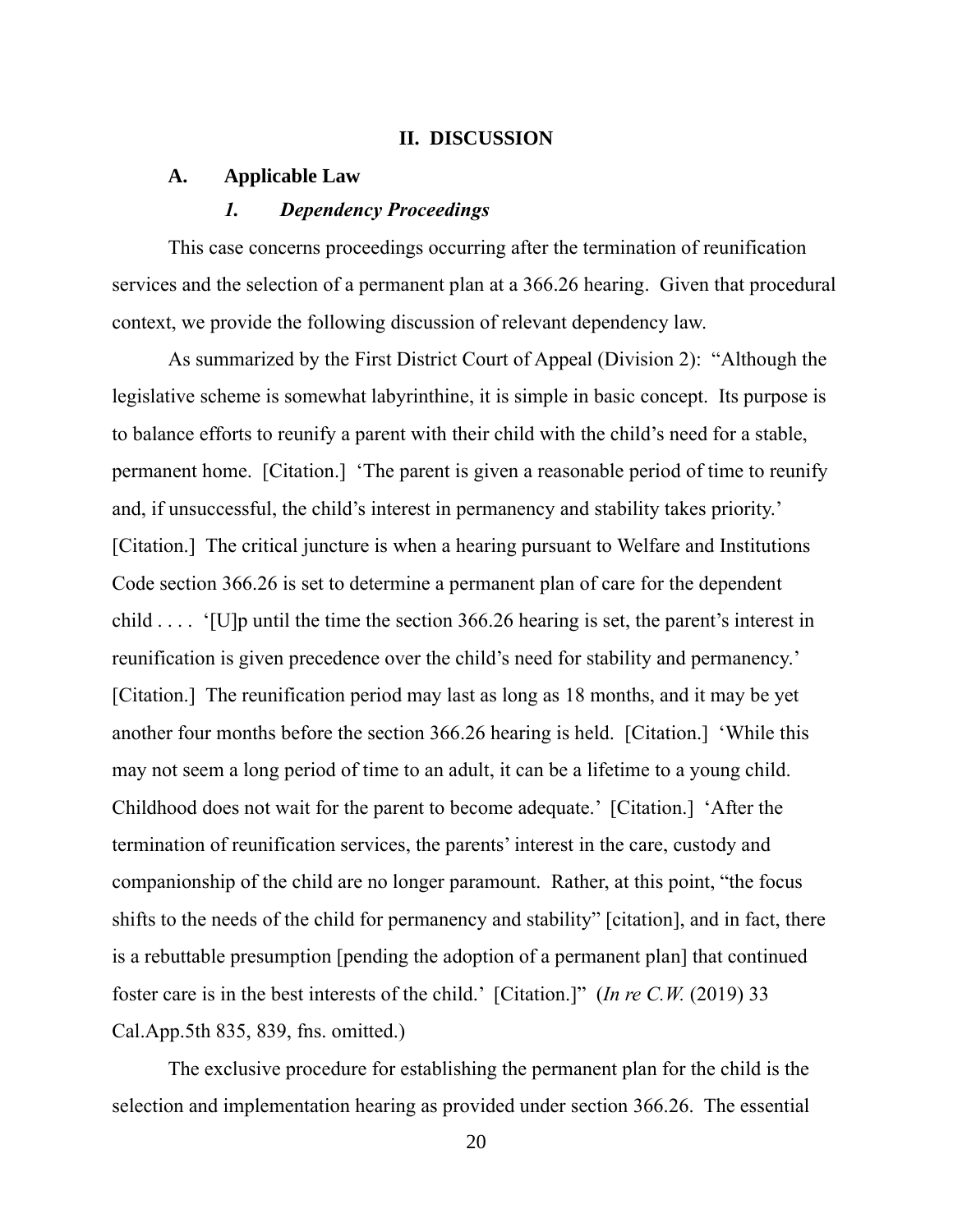## II. DISCUSSION

### A. Applicable Law

#### *1. Dependency Proceedings*

This case concerns proceedings occurring after the termination of reunification services and the selection of a permanent plan at a 366.26 hearing. Given that procedural context, we provide the following discussion of relevant dependency law.

As summarized by the First District Court of Appeal (Division 2): "Although the legislative scheme is somewhat labyrinthine, it is simple in basic concept. Its purpose is to balance efforts to reunify a parent with their child with the child's need for a stable, permanent home. [Citation.] 'The parent is given a reasonable period of time to reunify and, if unsuccessful, the child's interest in permanency and stability takes priority.' [Citation.] The critical juncture is when a hearing pursuant to Welfare and Institutions Code section 366.26 is set to determine a permanent plan of care for the dependent child . . . . '[U]p until the time the section 366.26 hearing is set, the parent's interest in reunification is given precedence over the child's need for stability and permanency.' [Citation.] The reunification period may last as long as 18 months, and it may be yet another four months before the section 366.26 hearing is held. [Citation.] 'While this may not seem a long period of time to an adult, it can be a lifetime to a young child. Childhood does not wait for the parent to become adequate.' [Citation.] 'After the termination of reunification services, the parents' interest in the care, custody and companionship of the child are no longer paramount. Rather, at this point, "the focus shifts to the needs of the child for permanency and stability" [citation], and in fact, there is a rebuttable presumption [pending the adoption of a permanent plan] that continued foster care is in the best interests of the child.' [Citation.]" (*In re C.W.* (2019) 33 Cal.App.5th 835, 839, fns. omitted.)

The exclusive procedure for establishing the permanent plan for the child is the selection and implementation hearing as provided under section 366.26. The essential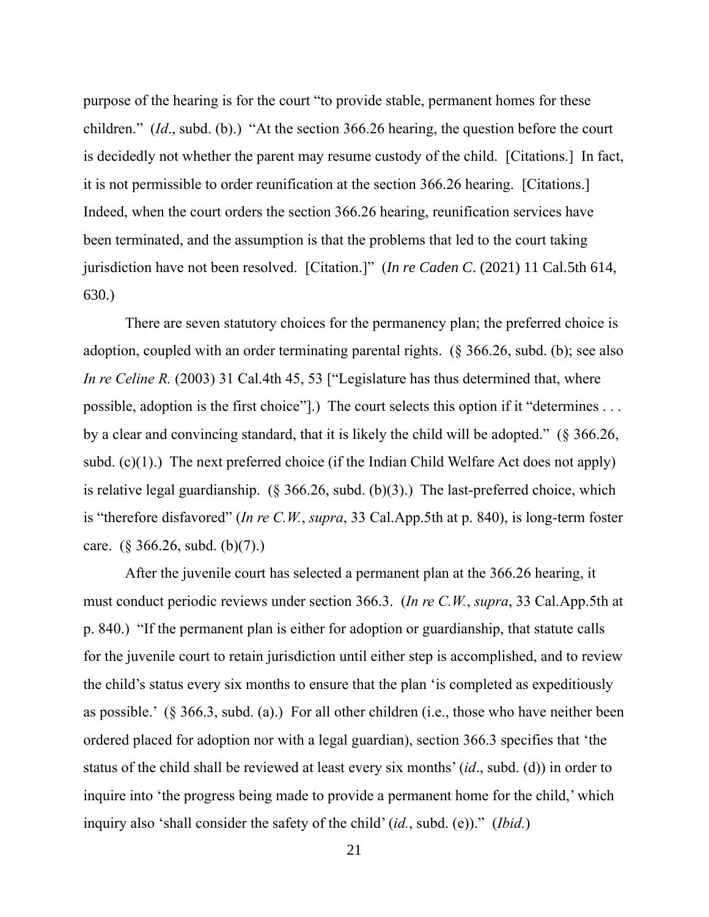purpose of the hearing is for the court "to provide stable, permanent homes for these children." (*Id*., subd. (b).) "At the section 366.26 hearing, the question before the court is decidedly not whether the parent may resume custody of the child. [Citations.] In fact, it is not permissible to order reunification at the section 366.26 hearing. [Citations.] Indeed, when the court orders the section 366.26 hearing, reunification services have been terminated, and the assumption is that the problems that led to the court taking jurisdiction have not been resolved. [Citation.]" (*In re Caden C*. (2021) 11 Cal.5th 614, 630.)

There are seven statutory choices for the permanency plan; the preferred choice is adoption, coupled with an order terminating parental rights. (§ 366.26, subd. (b); see also *In re Celine R.* (2003) 31 Cal.4th 45, 53 ["Legislature has thus determined that, where possible, adoption is the first choice"].) The court selects this option if it "determines . . . by a clear and convincing standard, that it is likely the child will be adopted." (§ 366.26, subd. (c)(1).) The next preferred choice (if the Indian Child Welfare Act does not apply) is relative legal guardianship. (§ 366.26, subd. (b)(3).) The last-preferred choice, which is "therefore disfavored" (*In re C.W.*, *supra*, 33 Cal.App.5th at p. 840), is long-term foster care. (§ 366.26, subd. (b)(7).)

After the juvenile court has selected a permanent plan at the 366.26 hearing, it must conduct periodic reviews under section 366.3. (*In re C.W.*, *supra*, 33 Cal.App.5th at p. 840.) "If the permanent plan is either for adoption or guardianship, that statute calls for the juvenile court to retain jurisdiction until either step is accomplished, and to review the child's status every six months to ensure that the plan 'is completed as expeditiously as possible.' (§ 366.3, subd. (a).) For all other children (i.e., those who have neither been ordered placed for adoption nor with a legal guardian), section 366.3 specifies that 'the status of the child shall be reviewed at least every six months' (*id*., subd. (d)) in order to inquire into 'the progress being made to provide a permanent home for the child,' which inquiry also 'shall consider the safety of the child' (*id.*, subd. (e))." (*Ibid.*)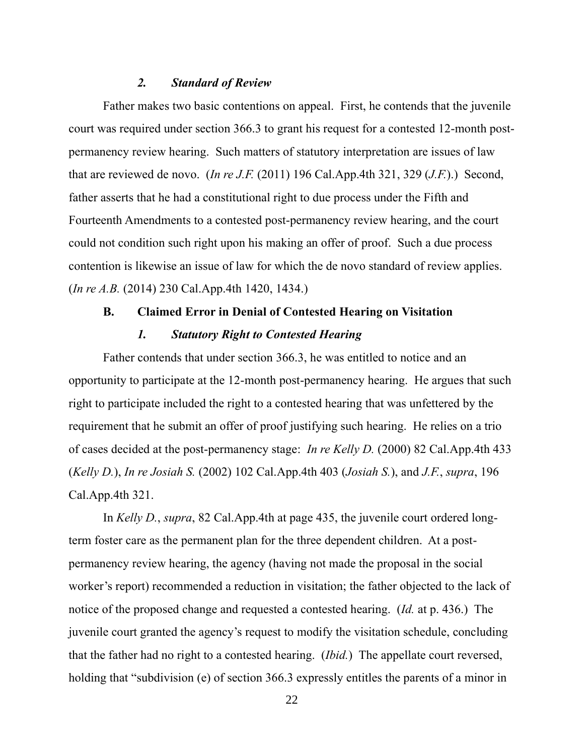### *2. Standard of Review*

Father makes two basic contentions on appeal. First, he contends that the juvenile court was required under section 366.3 to grant his request for a contested 12-month post-permanency review hearing. Such matters of statutory interpretation are issues of law that are reviewed de novo. (*In re J.F.* (2011) 196 Cal.App.4th 321, 329 (*J.F.*).) Second, father asserts that he had a constitutional right to due process under the Fifth and Fourteenth Amendments to a contested post-permanency review hearing, and the court could not condition such right upon his making an offer of proof. Such a due process contention is likewise an issue of law for which the de novo standard of review applies. (*In re A.B.* (2014) 230 Cal.App.4th 1420, 1434.)

## **B. Claimed Error in Denial of Contested Hearing on Visitation**

### *1. Statutory Right to Contested Hearing*

Father contends that under section 366.3, he was entitled to notice and an opportunity to participate at the 12-month post-permanency hearing. He argues that such right to participate included the right to a contested hearing that was unfettered by the requirement that he submit an offer of proof justifying such hearing. He relies on a trio of cases decided at the post-permanency stage: *In re Kelly D.* (2000) 82 Cal.App.4th 433 (*Kelly D.*), *In re Josiah S.* (2002) 102 Cal.App.4th 403 (*Josiah S.*), and *J.F.*, *supra*, 196 Cal.App.4th 321.

In *Kelly D.*, *supra*, 82 Cal.App.4th at page 435, the juvenile court ordered long-term foster care as the permanent plan for the three dependent children. At a post-permanency review hearing, the agency (having not made the proposal in the social worker's report) recommended a reduction in visitation; the father objected to the lack of notice of the proposed change and requested a contested hearing. (*Id.* at p. 436.) The juvenile court granted the agency's request to modify the visitation schedule, concluding that the father had no right to a contested hearing. (*Ibid.*) The appellate court reversed, holding that "subdivision (e) of section 366.3 expressly entitles the parents of a minor in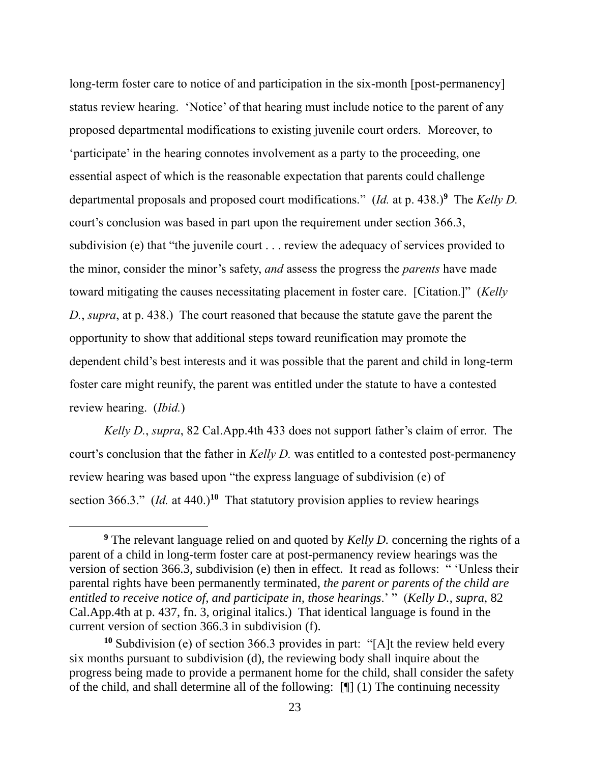long-term foster care to notice of and participation in the six-month [post-permanency] status review hearing. 'Notice' of that hearing must include notice to the parent of any proposed departmental modifications to existing juvenile court orders. Moreover, to 'participate' in the hearing connotes involvement as a party to the proceeding, one essential aspect of which is the reasonable expectation that parents could challenge departmental proposals and proposed court modifications." (*Id.* at p. 438.)[9] The *Kelly D.* court's conclusion was based in part upon the requirement under section 366.3, subdivision (e) that "the juvenile court . . . review the adequacy of services provided to the minor, consider the minor's safety, *and* assess the progress the *parents* have made toward mitigating the causes necessitating placement in foster care. [Citation.]" (*Kelly D.*, *supra*, at p. 438.) The court reasoned that because the statute gave the parent the opportunity to show that additional steps toward reunification may promote the dependent child's best interests and it was possible that the parent and child in long-term foster care might reunify, the parent was entitled under the statute to have a contested review hearing. (*Ibid.*)

*Kelly D.*, *supra*, 82 Cal.App.4th 433 does not support father's claim of error. The court's conclusion that the father in *Kelly D.* was entitled to a contested post-permanency review hearing was based upon "the express language of subdivision (e) of section 366.3." (*Id.* at 440.)[10] That statutory provision applies to review hearings

---

[9] The relevant language relied on and quoted by *Kelly D.* concerning the rights of a parent of a child in long-term foster care at post-permanency review hearings was the version of section 366.3, subdivision (e) then in effect. It read as follows: " 'Unless their parental rights have been permanently terminated, *the parent or parents of the child are entitled to receive notice of, and participate in, those hearings*.' " (*Kelly D.*, *supra*, 82 Cal.App.4th at p. 437, fn. 3, original italics.) That identical language is found in the current version of section 366.3 in subdivision (f).

[10] Subdivision (e) of section 366.3 provides in part: "[A]t the review held every six months pursuant to subdivision (d), the reviewing body shall inquire about the progress being made to provide a permanent home for the child, shall consider the safety of the child, and shall determine all of the following: [¶] (1) The continuing necessity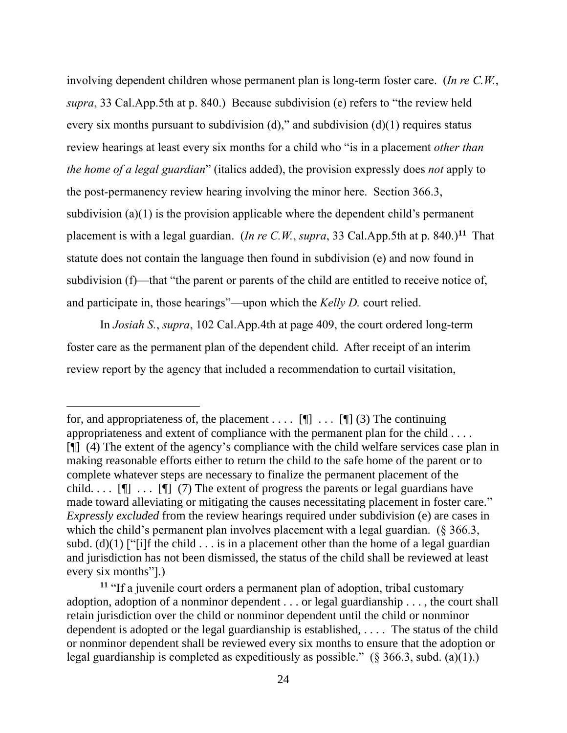involving dependent children whose permanent plan is long-term foster care. (*In re C.W.*, *supra*, 33 Cal.App.5th at p. 840.) Because subdivision (e) refers to "the review held every six months pursuant to subdivision (d)," and subdivision (d)(1) requires status review hearings at least every six months for a child who "is in a placement *other than the home of a legal guardian*" (italics added), the provision expressly does *not* apply to the post-permanency review hearing involving the minor here. Section 366.3, subdivision (a)(1) is the provision applicable where the dependent child's permanent placement is with a legal guardian. (*In re C.W.*, *supra*, 33 Cal.App.5th at p. 840.)[11] That statute does not contain the language then found in subdivision (e) and now found in subdivision (f)—that "the parent or parents of the child are entitled to receive notice of, and participate in, those hearings"—upon which the *Kelly D.* court relied.

In *Josiah S.*, *supra*, 102 Cal.App.4th at page 409, the court ordered long-term foster care as the permanent plan of the dependent child. After receipt of an interim review report by the agency that included a recommendation to curtail visitation,

---

for, and appropriateness of, the placement . . . . [¶] . . . [¶] (3) The continuing appropriateness and extent of compliance with the permanent plan for the child . . . . [¶] (4) The extent of the agency's compliance with the child welfare services case plan in making reasonable efforts either to return the child to the safe home of the parent or to complete whatever steps are necessary to finalize the permanent placement of the child. . . . [¶] . . . [¶] (7) The extent of progress the parents or legal guardians have made toward alleviating or mitigating the causes necessitating placement in foster care." *Expressly excluded* from the review hearings required under subdivision (e) are cases in which the child's permanent plan involves placement with a legal guardian. (§ 366.3, subd. (d)(1) ["[i]f the child . . . is in a placement other than the home of a legal guardian and jurisdiction has not been dismissed, the status of the child shall be reviewed at least every six months"].)

[11] "If a juvenile court orders a permanent plan of adoption, tribal customary adoption, adoption of a nonminor dependent . . . or legal guardianship . . . , the court shall retain jurisdiction over the child or nonminor dependent until the child or nonminor dependent is adopted or the legal guardianship is established, . . . . The status of the child or nonminor dependent shall be reviewed every six months to ensure that the adoption or legal guardianship is completed as expeditiously as possible." (§ 366.3, subd. (a)(1).)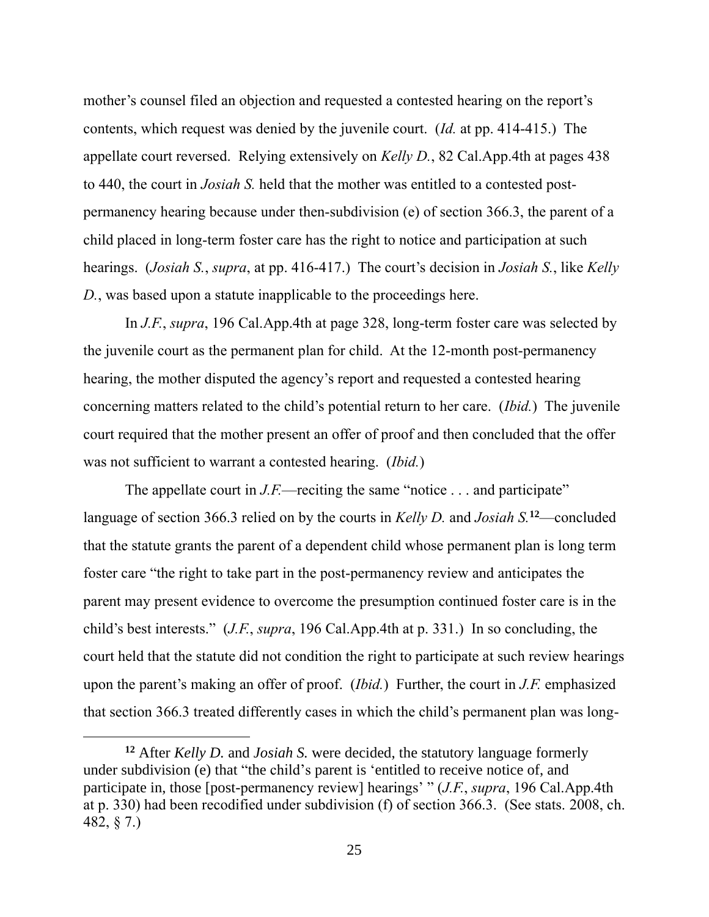mother's counsel filed an objection and requested a contested hearing on the report's contents, which request was denied by the juvenile court. (*Id.* at pp. 414-415.) The appellate court reversed. Relying extensively on *Kelly D.*, 82 Cal.App.4th at pages 438 to 440, the court in *Josiah S.* held that the mother was entitled to a contested post-permanency hearing because under then-subdivision (e) of section 366.3, the parent of a child placed in long-term foster care has the right to notice and participation at such hearings. (*Josiah S.*, *supra*, at pp. 416-417.) The court's decision in *Josiah S.*, like *Kelly D.*, was based upon a statute inapplicable to the proceedings here.

In *J.F.*, *supra*, 196 Cal.App.4th at page 328, long-term foster care was selected by the juvenile court as the permanent plan for child. At the 12-month post-permanency hearing, the mother disputed the agency's report and requested a contested hearing concerning matters related to the child's potential return to her care. (*Ibid.*) The juvenile court required that the mother present an offer of proof and then concluded that the offer was not sufficient to warrant a contested hearing. (*Ibid.*)

The appellate court in *J.F.*—reciting the same "notice . . . and participate" language of section 366.3 relied on by the courts in *Kelly D.* and *Josiah S.*[12]—concluded that the statute grants the parent of a dependent child whose permanent plan is long term foster care "the right to take part in the post-permanency review and anticipates the parent may present evidence to overcome the presumption continued foster care is in the child's best interests." (*J.F.*, *supra*, 196 Cal.App.4th at p. 331.) In so concluding, the court held that the statute did not condition the right to participate at such review hearings upon the parent's making an offer of proof. (*Ibid.*) Further, the court in *J.F.* emphasized that section 366.3 treated differently cases in which the child's permanent plan was long-

---

[12] After *Kelly D.* and *Josiah S.* were decided, the statutory language formerly under subdivision (e) that "the child's parent is 'entitled to receive notice of, and participate in, those [post-permanency review] hearings' " (*J.F.*, *supra*, 196 Cal.App.4th at p. 330) had been recodified under subdivision (f) of section 366.3. (See stats. 2008, ch. 482, § 7.)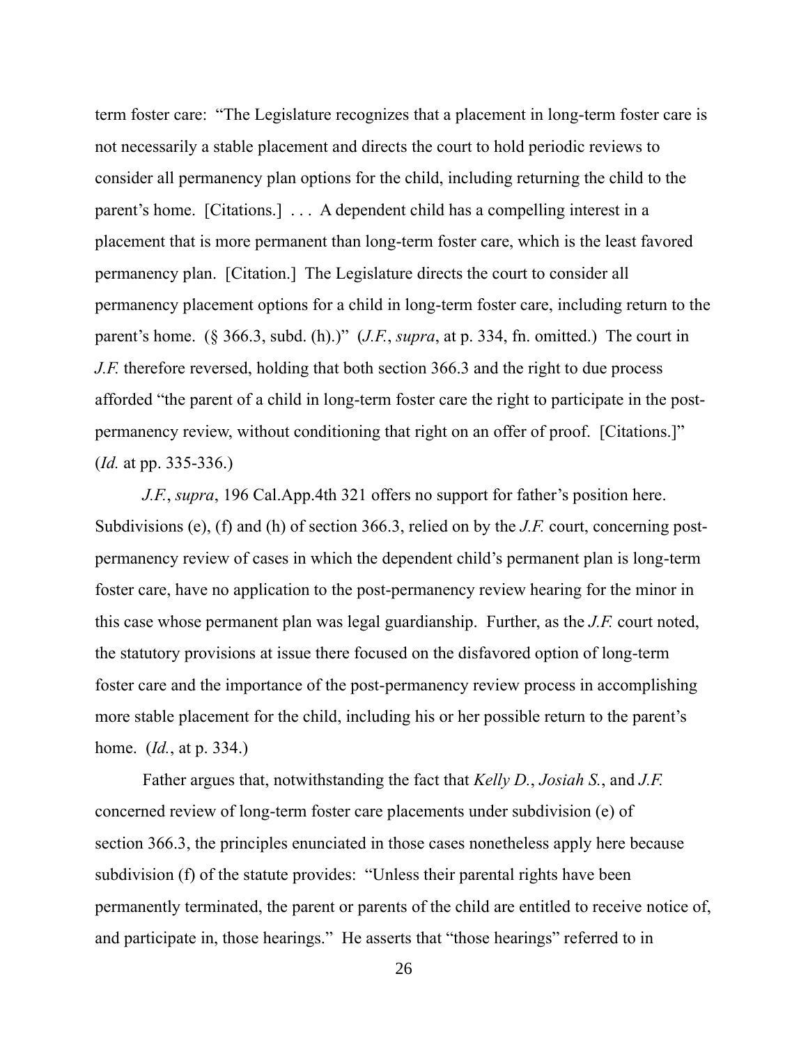term foster care: "The Legislature recognizes that a placement in long-term foster care is not necessarily a stable placement and directs the court to hold periodic reviews to consider all permanency plan options for the child, including returning the child to the parent's home. [Citations.] . . . A dependent child has a compelling interest in a placement that is more permanent than long-term foster care, which is the least favored permanency plan. [Citation.] The Legislature directs the court to consider all permanency placement options for a child in long-term foster care, including return to the parent's home. (§ 366.3, subd. (h).)" (*J.F.*, *supra*, at p. 334, fn. omitted.) The court in *J.F.* therefore reversed, holding that both section 366.3 and the right to due process afforded "the parent of a child in long-term foster care the right to participate in the post-permanency review, without conditioning that right on an offer of proof. [Citations.]" (*Id.* at pp. 335-336.)

*J.F.*, *supra*, 196 Cal.App.4th 321 offers no support for father's position here. Subdivisions (e), (f) and (h) of section 366.3, relied on by the *J.F.* court, concerning post-permanency review of cases in which the dependent child's permanent plan is long-term foster care, have no application to the post-permanency review hearing for the minor in this case whose permanent plan was legal guardianship. Further, as the *J.F.* court noted, the statutory provisions at issue there focused on the disfavored option of long-term foster care and the importance of the post-permanency review process in accomplishing more stable placement for the child, including his or her possible return to the parent's home. (*Id.*, at p. 334.)

Father argues that, notwithstanding the fact that *Kelly D.*, *Josiah S.*, and *J.F.* concerned review of long-term foster care placements under subdivision (e) of section 366.3, the principles enunciated in those cases nonetheless apply here because subdivision (f) of the statute provides: "Unless their parental rights have been permanently terminated, the parent or parents of the child are entitled to receive notice of, and participate in, those hearings." He asserts that "those hearings" referred to in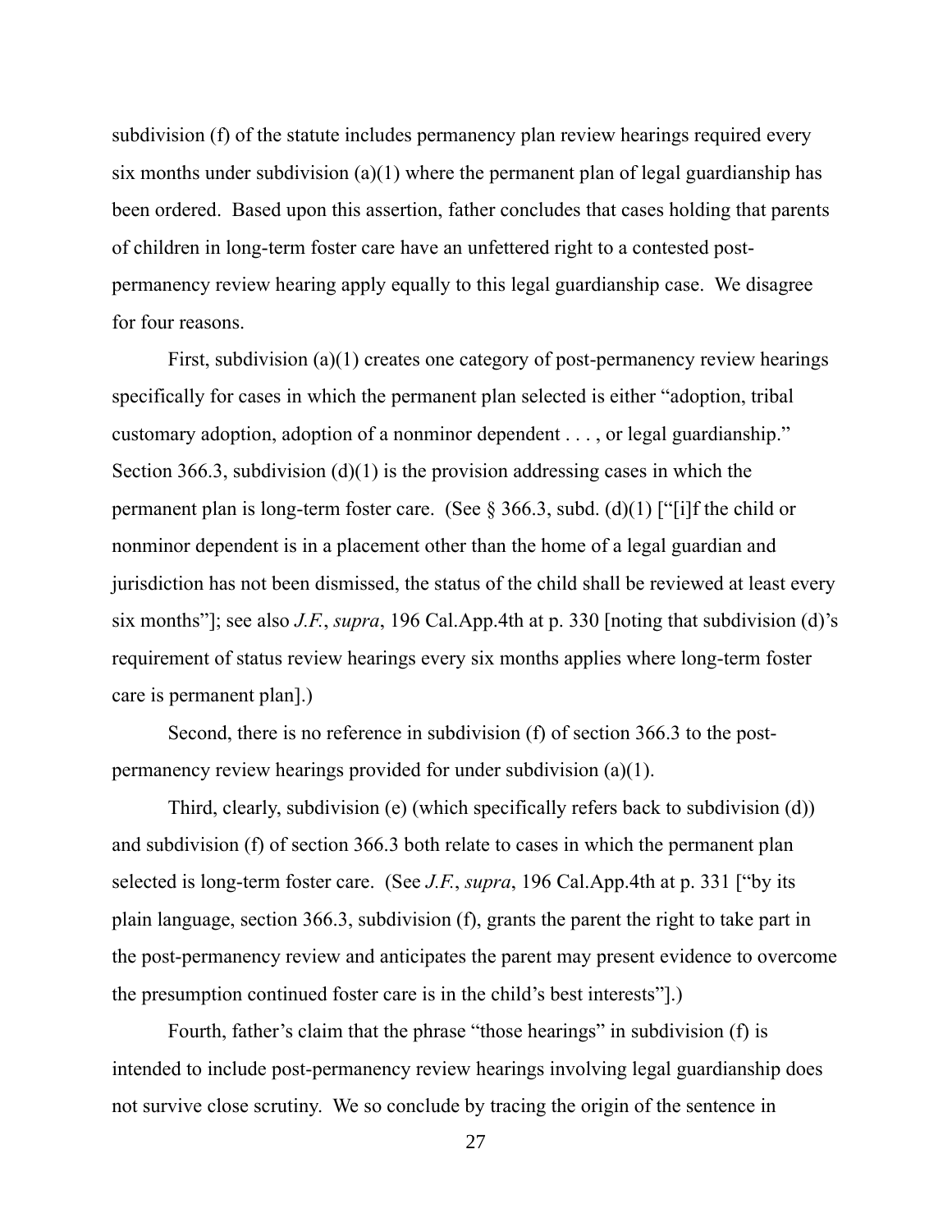subdivision (f) of the statute includes permanency plan review hearings required every six months under subdivision (a)(1) where the permanent plan of legal guardianship has been ordered. Based upon this assertion, father concludes that cases holding that parents of children in long-term foster care have an unfettered right to a contested post-permanency review hearing apply equally to this legal guardianship case. We disagree for four reasons.

First, subdivision (a)(1) creates one category of post-permanency review hearings specifically for cases in which the permanent plan selected is either "adoption, tribal customary adoption, adoption of a nonminor dependent . . . , or legal guardianship." Section 366.3, subdivision (d)(1) is the provision addressing cases in which the permanent plan is long-term foster care. (See § 366.3, subd. (d)(1) ["[i]f the child or nonminor dependent is in a placement other than the home of a legal guardian and jurisdiction has not been dismissed, the status of the child shall be reviewed at least every six months"]; see also *J.F.*, *supra*, 196 Cal.App.4th at p. 330 [noting that subdivision (d)'s requirement of status review hearings every six months applies where long-term foster care is permanent plan].)

Second, there is no reference in subdivision (f) of section 366.3 to the post-permanency review hearings provided for under subdivision (a)(1).

Third, clearly, subdivision (e) (which specifically refers back to subdivision (d)) and subdivision (f) of section 366.3 both relate to cases in which the permanent plan selected is long-term foster care. (See *J.F.*, *supra*, 196 Cal.App.4th at p. 331 ["by its plain language, section 366.3, subdivision (f), grants the parent the right to take part in the post-permanency review and anticipates the parent may present evidence to overcome the presumption continued foster care is in the child's best interests"].)

Fourth, father's claim that the phrase "those hearings" in subdivision (f) is intended to include post-permanency review hearings involving legal guardianship does not survive close scrutiny. We so conclude by tracing the origin of the sentence in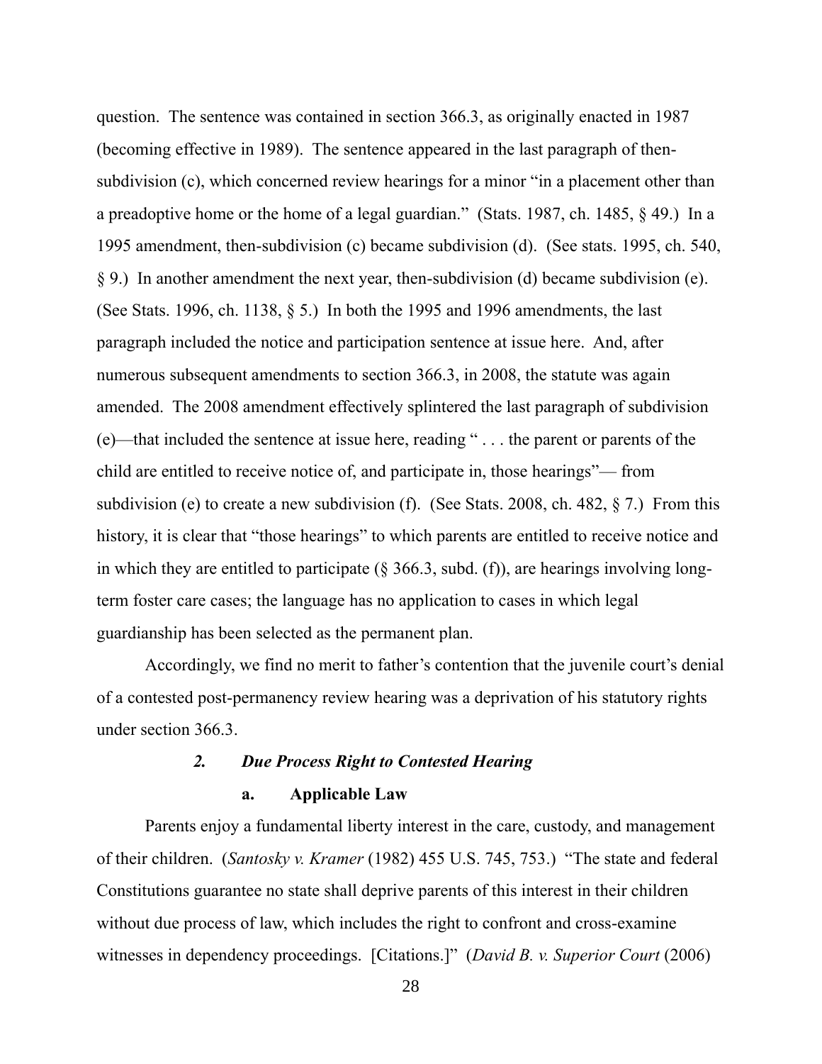question. The sentence was contained in section 366.3, as originally enacted in 1987 (becoming effective in 1989). The sentence appeared in the last paragraph of then-subdivision (c), which concerned review hearings for a minor "in a placement other than a preadoptive home or the home of a legal guardian." (Stats. 1987, ch. 1485, § 49.) In a 1995 amendment, then-subdivision (c) became subdivision (d). (See stats. 1995, ch. 540, § 9.) In another amendment the next year, then-subdivision (d) became subdivision (e). (See Stats. 1996, ch. 1138, § 5.) In both the 1995 and 1996 amendments, the last paragraph included the notice and participation sentence at issue here. And, after numerous subsequent amendments to section 366.3, in 2008, the statute was again amended. The 2008 amendment effectively splintered the last paragraph of subdivision (e)—that included the sentence at issue here, reading " . . . the parent or parents of the child are entitled to receive notice of, and participate in, those hearings"— from subdivision (e) to create a new subdivision (f). (See Stats. 2008, ch. 482, § 7.) From this history, it is clear that "those hearings" to which parents are entitled to receive notice and in which they are entitled to participate (§ 366.3, subd. (f)), are hearings involving long-term foster care cases; the language has no application to cases in which legal guardianship has been selected as the permanent plan.

Accordingly, we find no merit to father's contention that the juvenile court's denial of a contested post-permanency review hearing was a deprivation of his statutory rights under section 366.3.

### *2. Due Process Right to Contested Hearing*

#### a. Applicable Law

Parents enjoy a fundamental liberty interest in the care, custody, and management of their children. (*Santosky v. Kramer* (1982) 455 U.S. 745, 753.) "The state and federal Constitutions guarantee no state shall deprive parents of this interest in their children without due process of law, which includes the right to confront and cross-examine witnesses in dependency proceedings. [Citations.]" (*David B. v. Superior Court* (2006)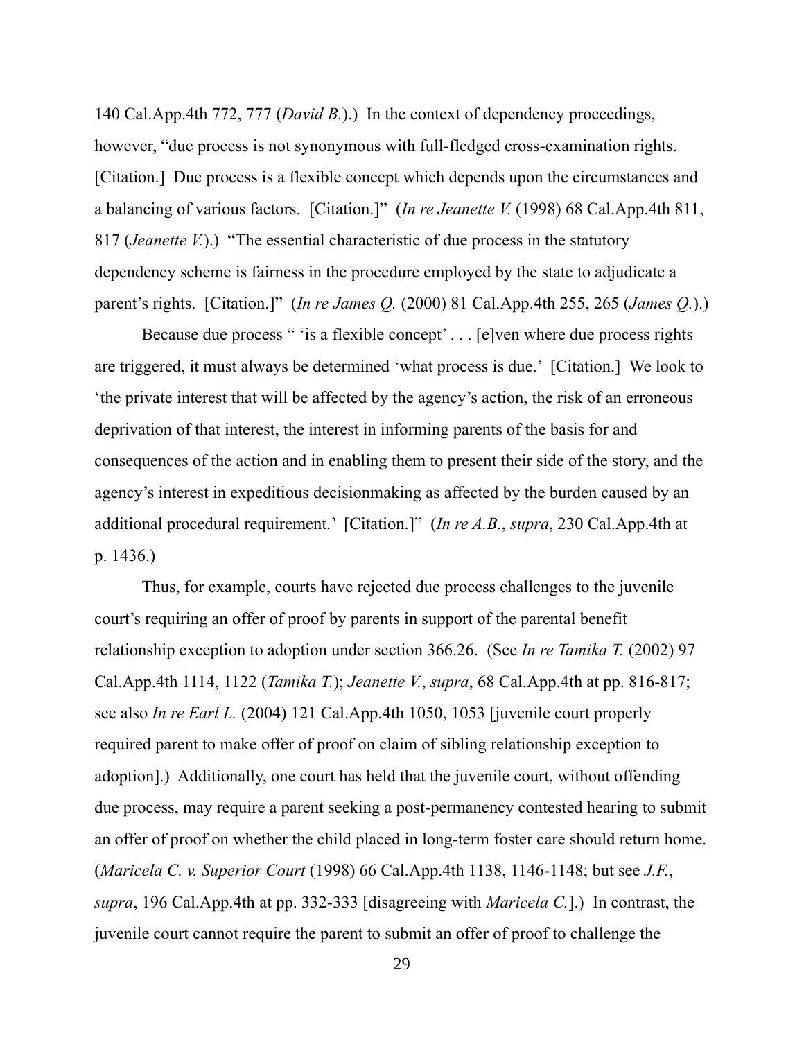140 Cal.App.4th 772, 777 (*David B.*).) In the context of dependency proceedings, however, "due process is not synonymous with full-fledged cross-examination rights. [Citation.] Due process is a flexible concept which depends upon the circumstances and a balancing of various factors. [Citation.]" (*In re Jeanette V.* (1998) 68 Cal.App.4th 811, 817 (*Jeanette V.*).) "The essential characteristic of due process in the statutory dependency scheme is fairness in the procedure employed by the state to adjudicate a parent's rights. [Citation.]" (*In re James Q.* (2000) 81 Cal.App.4th 255, 265 (*James Q.*).)

Because due process " 'is a flexible concept' . . . [e]ven where due process rights are triggered, it must always be determined 'what process is due.' [Citation.] We look to 'the private interest that will be affected by the agency's action, the risk of an erroneous deprivation of that interest, the interest in informing parents of the basis for and consequences of the action and in enabling them to present their side of the story, and the agency's interest in expeditious decisionmaking as affected by the burden caused by an additional procedural requirement.' [Citation.]" (*In re A.B.*, *supra*, 230 Cal.App.4th at p. 1436.)

Thus, for example, courts have rejected due process challenges to the juvenile court's requiring an offer of proof by parents in support of the parental benefit relationship exception to adoption under section 366.26. (See *In re Tamika T.* (2002) 97 Cal.App.4th 1114, 1122 (*Tamika T.*); *Jeanette V.*, *supra*, 68 Cal.App.4th at pp. 816-817; see also *In re Earl L.* (2004) 121 Cal.App.4th 1050, 1053 [juvenile court properly required parent to make offer of proof on claim of sibling relationship exception to adoption].) Additionally, one court has held that the juvenile court, without offending due process, may require a parent seeking a post-permanency contested hearing to submit an offer of proof on whether the child placed in long-term foster care should return home. (*Maricela C. v. Superior Court* (1998) 66 Cal.App.4th 1138, 1146-1148; but see *J.F.*, *supra*, 196 Cal.App.4th at pp. 332-333 [disagreeing with *Maricela C.*].) In contrast, the juvenile court cannot require the parent to submit an offer of proof to challenge the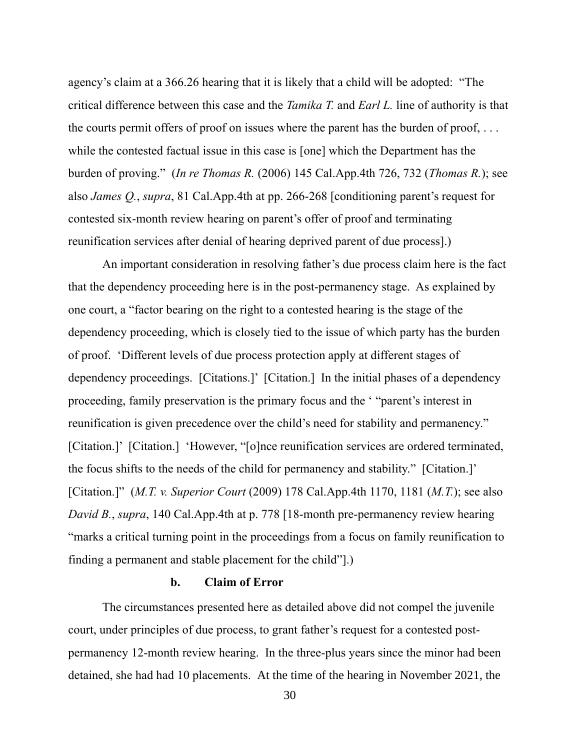agency's claim at a 366.26 hearing that it is likely that a child will be adopted: "The critical difference between this case and the *Tamika T.* and *Earl L.* line of authority is that the courts permit offers of proof on issues where the parent has the burden of proof, . . . while the contested factual issue in this case is [one] which the Department has the burden of proving." (*In re Thomas R.* (2006) 145 Cal.App.4th 726, 732 (*Thomas R.*); see also *James Q.*, *supra*, 81 Cal.App.4th at pp. 266-268 [conditioning parent's request for contested six-month review hearing on parent's offer of proof and terminating reunification services after denial of hearing deprived parent of due process].)

An important consideration in resolving father's due process claim here is the fact that the dependency proceeding here is in the post-permanency stage. As explained by one court, a "factor bearing on the right to a contested hearing is the stage of the dependency proceeding, which is closely tied to the issue of which party has the burden of proof. 'Different levels of due process protection apply at different stages of dependency proceedings. [Citations.]' [Citation.] In the initial phases of a dependency proceeding, family preservation is the primary focus and the ' "parent's interest in reunification is given precedence over the child's need for stability and permanency." [Citation.]' [Citation.] 'However, "[o]nce reunification services are ordered terminated, the focus shifts to the needs of the child for permanency and stability." [Citation.]' [Citation.]" (*M.T. v. Superior Court* (2009) 178 Cal.App.4th 1170, 1181 (*M.T.*); see also *David B.*, *supra*, 140 Cal.App.4th at p. 778 [18-month pre-permanency review hearing "marks a critical turning point in the proceedings from a focus on family reunification to finding a permanent and stable placement for the child"].)

#### b. Claim of Error

The circumstances presented here as detailed above did not compel the juvenile court, under principles of due process, to grant father's request for a contested post-permanency 12-month review hearing. In the three-plus years since the minor had been detained, she had had 10 placements. At the time of the hearing in November 2021, the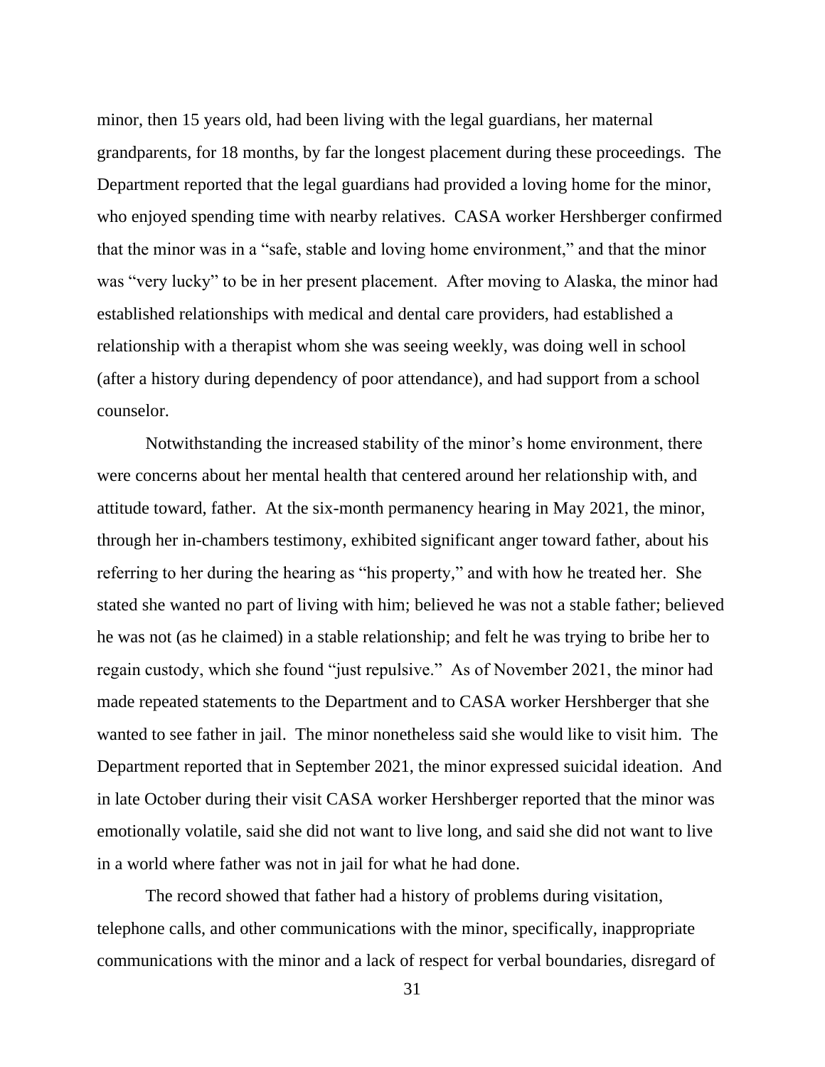minor, then 15 years old, had been living with the legal guardians, her maternal grandparents, for 18 months, by far the longest placement during these proceedings. The Department reported that the legal guardians had provided a loving home for the minor, who enjoyed spending time with nearby relatives. CASA worker Hershberger confirmed that the minor was in a "safe, stable and loving home environment," and that the minor was "very lucky" to be in her present placement. After moving to Alaska, the minor had established relationships with medical and dental care providers, had established a relationship with a therapist whom she was seeing weekly, was doing well in school (after a history during dependency of poor attendance), and had support from a school counselor.

Notwithstanding the increased stability of the minor's home environment, there were concerns about her mental health that centered around her relationship with, and attitude toward, father. At the six-month permanency hearing in May 2021, the minor, through her in-chambers testimony, exhibited significant anger toward father, about his referring to her during the hearing as "his property," and with how he treated her. She stated she wanted no part of living with him; believed he was not a stable father; believed he was not (as he claimed) in a stable relationship; and felt he was trying to bribe her to regain custody, which she found "just repulsive." As of November 2021, the minor had made repeated statements to the Department and to CASA worker Hershberger that she wanted to see father in jail. The minor nonetheless said she would like to visit him. The Department reported that in September 2021, the minor expressed suicidal ideation. And in late October during their visit CASA worker Hershberger reported that the minor was emotionally volatile, said she did not want to live long, and said she did not want to live in a world where father was not in jail for what he had done.

The record showed that father had a history of problems during visitation, telephone calls, and other communications with the minor, specifically, inappropriate communications with the minor and a lack of respect for verbal boundaries, disregard of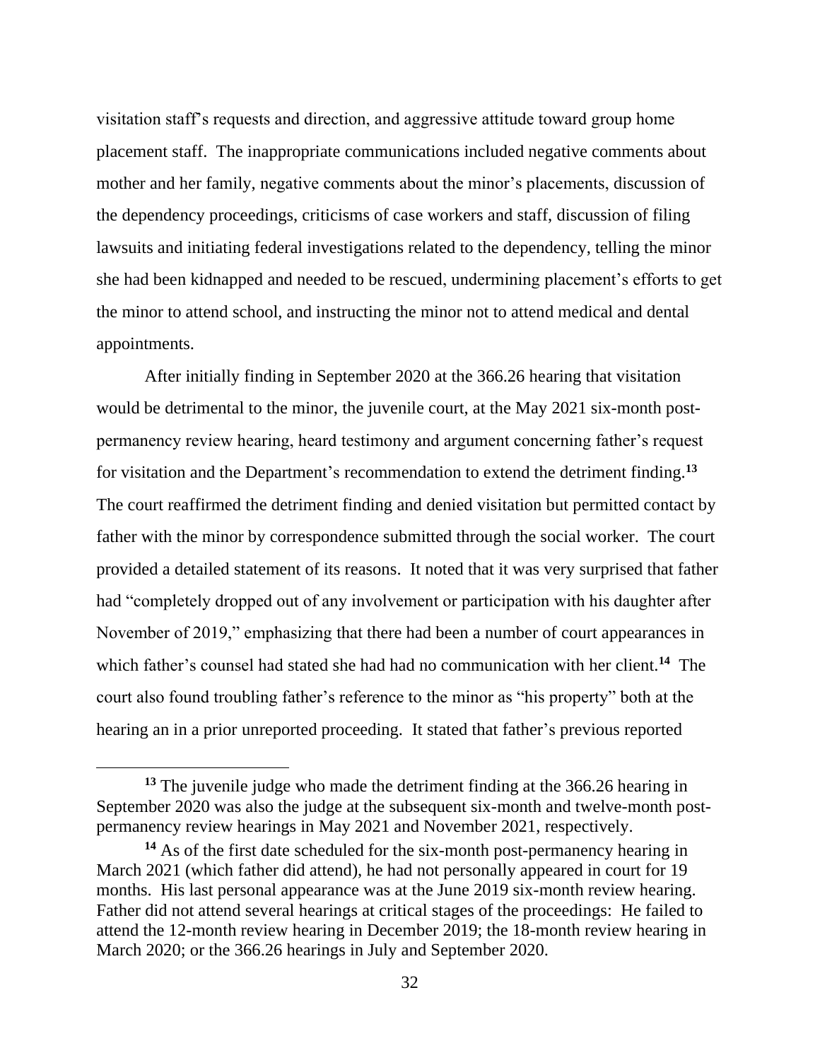visitation staff's requests and direction, and aggressive attitude toward group home placement staff. The inappropriate communications included negative comments about mother and her family, negative comments about the minor's placements, discussion of the dependency proceedings, criticisms of case workers and staff, discussion of filing lawsuits and initiating federal investigations related to the dependency, telling the minor she had been kidnapped and needed to be rescued, undermining placement's efforts to get the minor to attend school, and instructing the minor not to attend medical and dental appointments.

After initially finding in September 2020 at the 366.26 hearing that visitation would be detrimental to the minor, the juvenile court, at the May 2021 six-month post-permanency review hearing, heard testimony and argument concerning father's request for visitation and the Department's recommendation to extend the detriment finding.[13] The court reaffirmed the detriment finding and denied visitation but permitted contact by father with the minor by correspondence submitted through the social worker. The court provided a detailed statement of its reasons. It noted that it was very surprised that father had "completely dropped out of any involvement or participation with his daughter after November of 2019," emphasizing that there had been a number of court appearances in which father's counsel had stated she had had no communication with her client.[14] The court also found troubling father's reference to the minor as "his property" both at the hearing an in a prior unreported proceeding. It stated that father's previous reported

[13] The juvenile judge who made the detriment finding at the 366.26 hearing in September 2020 was also the judge at the subsequent six-month and twelve-month post-permanency review hearings in May 2021 and November 2021, respectively.

[14] As of the first date scheduled for the six-month post-permanency hearing in March 2021 (which father did attend), he had not personally appeared in court for 19 months. His last personal appearance was at the June 2019 six-month review hearing. Father did not attend several hearings at critical stages of the proceedings: He failed to attend the 12-month review hearing in December 2019; the 18-month review hearing in March 2020; or the 366.26 hearings in July and September 2020.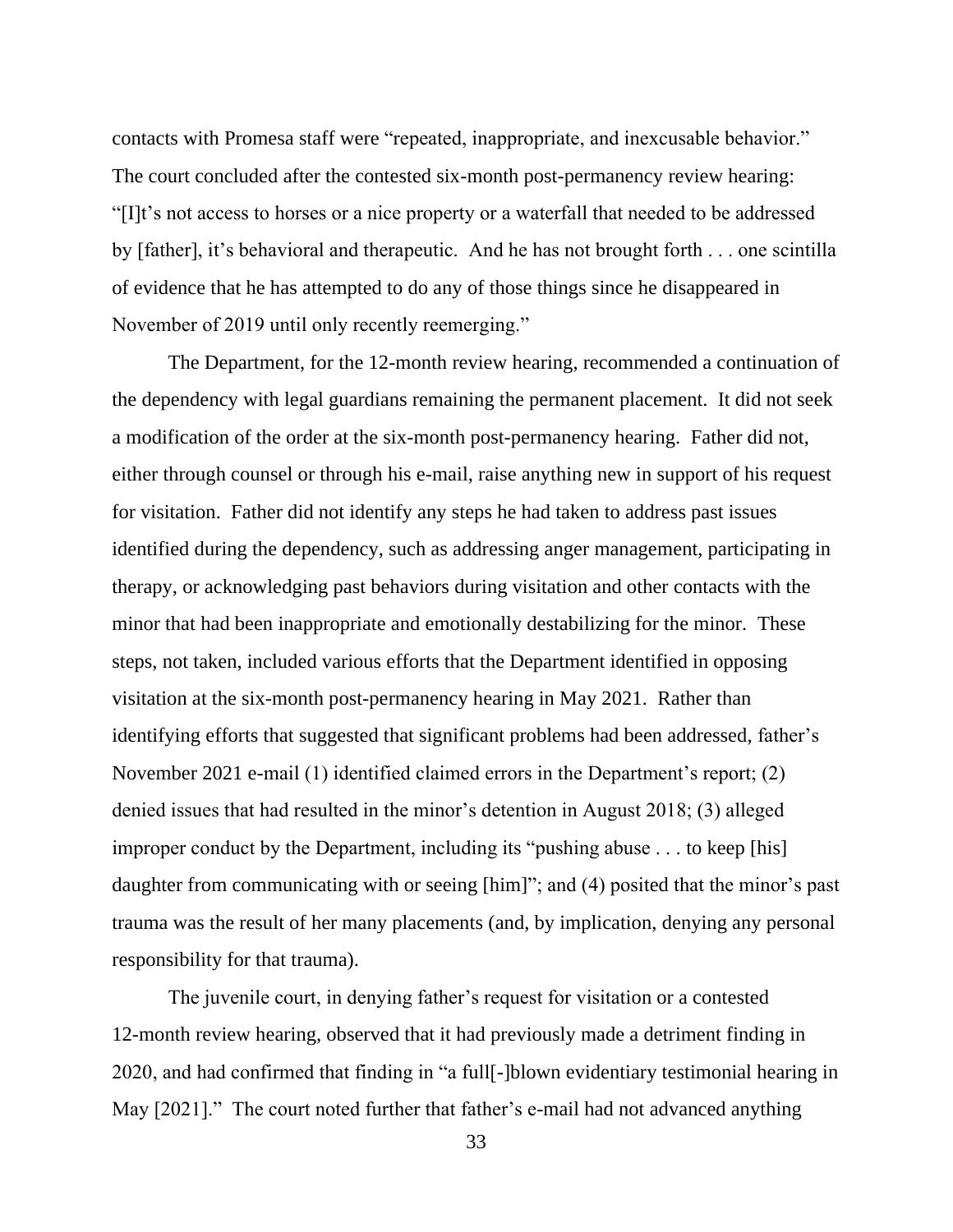contacts with Promesa staff were "repeated, inappropriate, and inexcusable behavior." The court concluded after the contested six-month post-permanency review hearing: "[I]t's not access to horses or a nice property or a waterfall that needed to be addressed by [father], it's behavioral and therapeutic. And he has not brought forth . . . one scintilla of evidence that he has attempted to do any of those things since he disappeared in November of 2019 until only recently reemerging."

The Department, for the 12-month review hearing, recommended a continuation of the dependency with legal guardians remaining the permanent placement. It did not seek a modification of the order at the six-month post-permanency hearing. Father did not, either through counsel or through his e-mail, raise anything new in support of his request for visitation. Father did not identify any steps he had taken to address past issues identified during the dependency, such as addressing anger management, participating in therapy, or acknowledging past behaviors during visitation and other contacts with the minor that had been inappropriate and emotionally destabilizing for the minor. These steps, not taken, included various efforts that the Department identified in opposing visitation at the six-month post-permanency hearing in May 2021. Rather than identifying efforts that suggested that significant problems had been addressed, father's November 2021 e-mail (1) identified claimed errors in the Department's report; (2) denied issues that had resulted in the minor's detention in August 2018; (3) alleged improper conduct by the Department, including its "pushing abuse . . . to keep [his] daughter from communicating with or seeing [him]"; and (4) posited that the minor's past trauma was the result of her many placements (and, by implication, denying any personal responsibility for that trauma).

The juvenile court, in denying father's request for visitation or a contested 12-month review hearing, observed that it had previously made a detriment finding in 2020, and had confirmed that finding in "a full[-]blown evidentiary testimonial hearing in May [2021]." The court noted further that father's e-mail had not advanced anything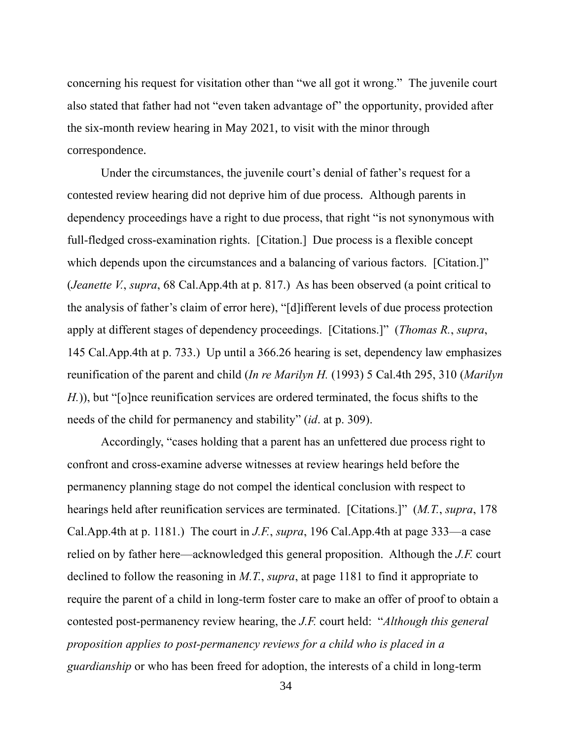concerning his request for visitation other than "we all got it wrong." The juvenile court also stated that father had not "even taken advantage of" the opportunity, provided after the six-month review hearing in May 2021, to visit with the minor through correspondence.

Under the circumstances, the juvenile court's denial of father's request for a contested review hearing did not deprive him of due process. Although parents in dependency proceedings have a right to due process, that right "is not synonymous with full-fledged cross-examination rights. [Citation.] Due process is a flexible concept which depends upon the circumstances and a balancing of various factors. [Citation.]" (*Jeanette V.*, *supra*, 68 Cal.App.4th at p. 817.) As has been observed (a point critical to the analysis of father's claim of error here), "[d]ifferent levels of due process protection apply at different stages of dependency proceedings. [Citations.]" (*Thomas R.*, *supra*, 145 Cal.App.4th at p. 733.) Up until a 366.26 hearing is set, dependency law emphasizes reunification of the parent and child (*In re Marilyn H.* (1993) 5 Cal.4th 295, 310 (*Marilyn H.*)), but "[o]nce reunification services are ordered terminated, the focus shifts to the needs of the child for permanency and stability" (*id*. at p. 309).

Accordingly, "cases holding that a parent has an unfettered due process right to confront and cross-examine adverse witnesses at review hearings held before the permanency planning stage do not compel the identical conclusion with respect to hearings held after reunification services are terminated. [Citations.]" (*M.T.*, *supra*, 178 Cal.App.4th at p. 1181.) The court in *J.F.*, *supra*, 196 Cal.App.4th at page 333—a case relied on by father here—acknowledged this general proposition. Although the *J.F.* court declined to follow the reasoning in *M.T.*, *supra*, at page 1181 to find it appropriate to require the parent of a child in long-term foster care to make an offer of proof to obtain a contested post-permanency review hearing, the *J.F.* court held: "*Although this general proposition applies to post-permanency reviews for a child who is placed in a guardianship* or who has been freed for adoption, the interests of a child in long-term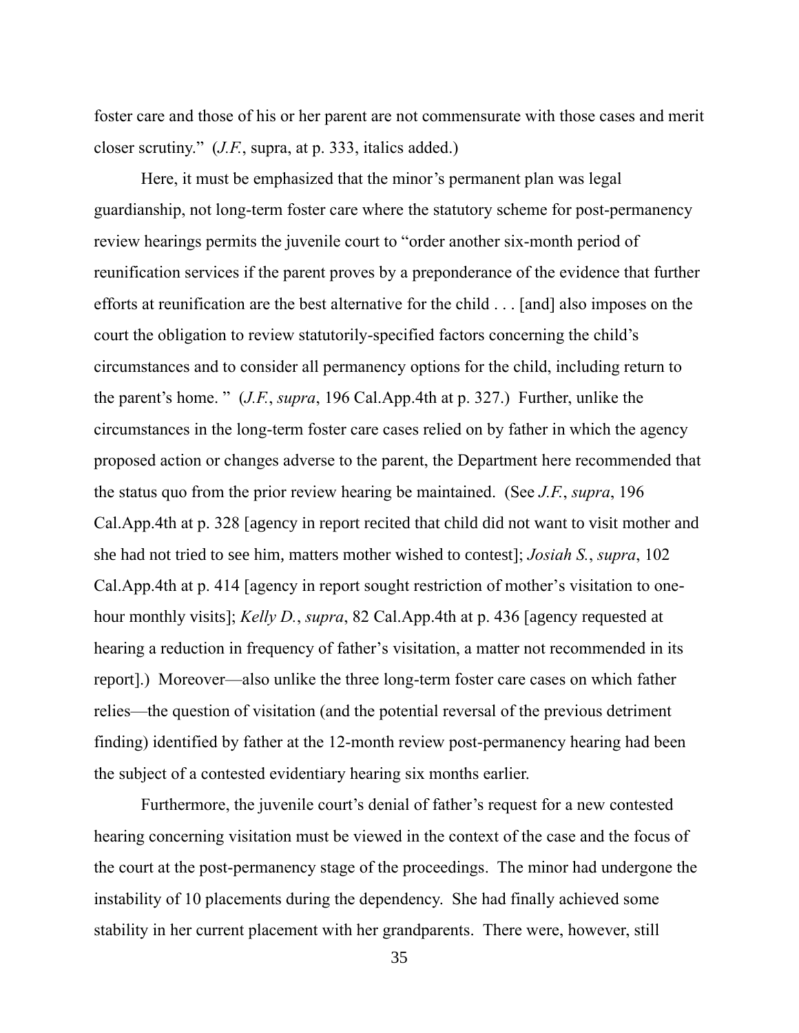foster care and those of his or her parent are not commensurate with those cases and merit closer scrutiny." (*J.F.*, supra, at p. 333, italics added.)

Here, it must be emphasized that the minor's permanent plan was legal guardianship, not long-term foster care where the statutory scheme for post-permanency review hearings permits the juvenile court to "order another six-month period of reunification services if the parent proves by a preponderance of the evidence that further efforts at reunification are the best alternative for the child . . . [and] also imposes on the court the obligation to review statutorily-specified factors concerning the child's circumstances and to consider all permanency options for the child, including return to the parent's home. " (*J.F.*, *supra*, 196 Cal.App.4th at p. 327.) Further, unlike the circumstances in the long-term foster care cases relied on by father in which the agency proposed action or changes adverse to the parent, the Department here recommended that the status quo from the prior review hearing be maintained. (See *J.F.*, *supra*, 196 Cal.App.4th at p. 328 [agency in report recited that child did not want to visit mother and she had not tried to see him, matters mother wished to contest]; *Josiah S.*, *supra*, 102 Cal.App.4th at p. 414 [agency in report sought restriction of mother's visitation to one-hour monthly visits]; *Kelly D.*, *supra*, 82 Cal.App.4th at p. 436 [agency requested at hearing a reduction in frequency of father's visitation, a matter not recommended in its report].) Moreover—also unlike the three long-term foster care cases on which father relies—the question of visitation (and the potential reversal of the previous detriment finding) identified by father at the 12-month review post-permanency hearing had been the subject of a contested evidentiary hearing six months earlier.

Furthermore, the juvenile court's denial of father's request for a new contested hearing concerning visitation must be viewed in the context of the case and the focus of the court at the post-permanency stage of the proceedings. The minor had undergone the instability of 10 placements during the dependency. She had finally achieved some stability in her current placement with her grandparents. There were, however, still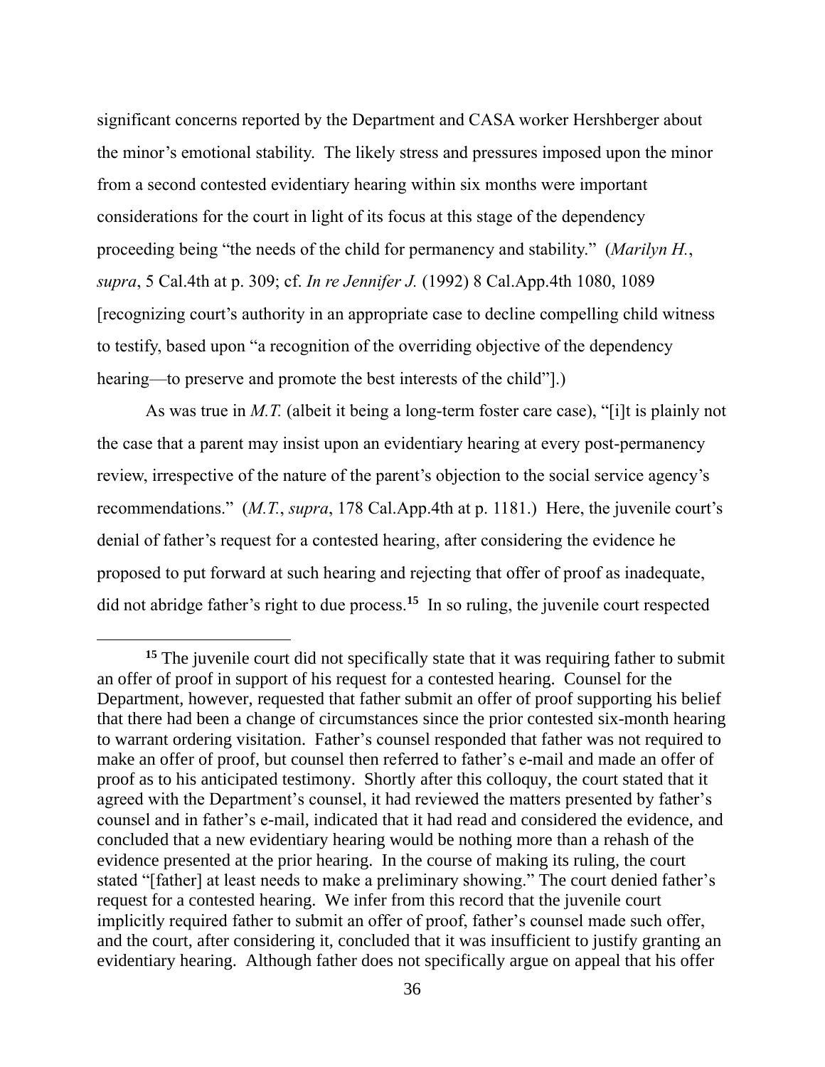significant concerns reported by the Department and CASA worker Hershberger about the minor's emotional stability. The likely stress and pressures imposed upon the minor from a second contested evidentiary hearing within six months were important considerations for the court in light of its focus at this stage of the dependency proceeding being "the needs of the child for permanency and stability." (*Marilyn H.*, *supra*, 5 Cal.4th at p. 309; cf. *In re Jennifer J.* (1992) 8 Cal.App.4th 1080, 1089 [recognizing court's authority in an appropriate case to decline compelling child witness to testify, based upon "a recognition of the overriding objective of the dependency hearing—to preserve and promote the best interests of the child"].)

As was true in *M.T.* (albeit it being a long-term foster care case), "[i]t is plainly not the case that a parent may insist upon an evidentiary hearing at every post-permanency review, irrespective of the nature of the parent's objection to the social service agency's recommendations." (*M.T.*, *supra*, 178 Cal.App.4th at p. 1181.) Here, the juvenile court's denial of father's request for a contested hearing, after considering the evidence he proposed to put forward at such hearing and rejecting that offer of proof as inadequate, did not abridge father's right to due process.[15] In so ruling, the juvenile court respected

---

[15] The juvenile court did not specifically state that it was requiring father to submit an offer of proof in support of his request for a contested hearing. Counsel for the Department, however, requested that father submit an offer of proof supporting his belief that there had been a change of circumstances since the prior contested six-month hearing to warrant ordering visitation. Father's counsel responded that father was not required to make an offer of proof, but counsel then referred to father's e-mail and made an offer of proof as to his anticipated testimony. Shortly after this colloquy, the court stated that it agreed with the Department's counsel, it had reviewed the matters presented by father's counsel and in father's e-mail, indicated that it had read and considered the evidence, and concluded that a new evidentiary hearing would be nothing more than a rehash of the evidence presented at the prior hearing. In the course of making its ruling, the court stated "[father] at least needs to make a preliminary showing." The court denied father's request for a contested hearing. We infer from this record that the juvenile court implicitly required father to submit an offer of proof, father's counsel made such offer, and the court, after considering it, concluded that it was insufficient to justify granting an evidentiary hearing. Although father does not specifically argue on appeal that his offer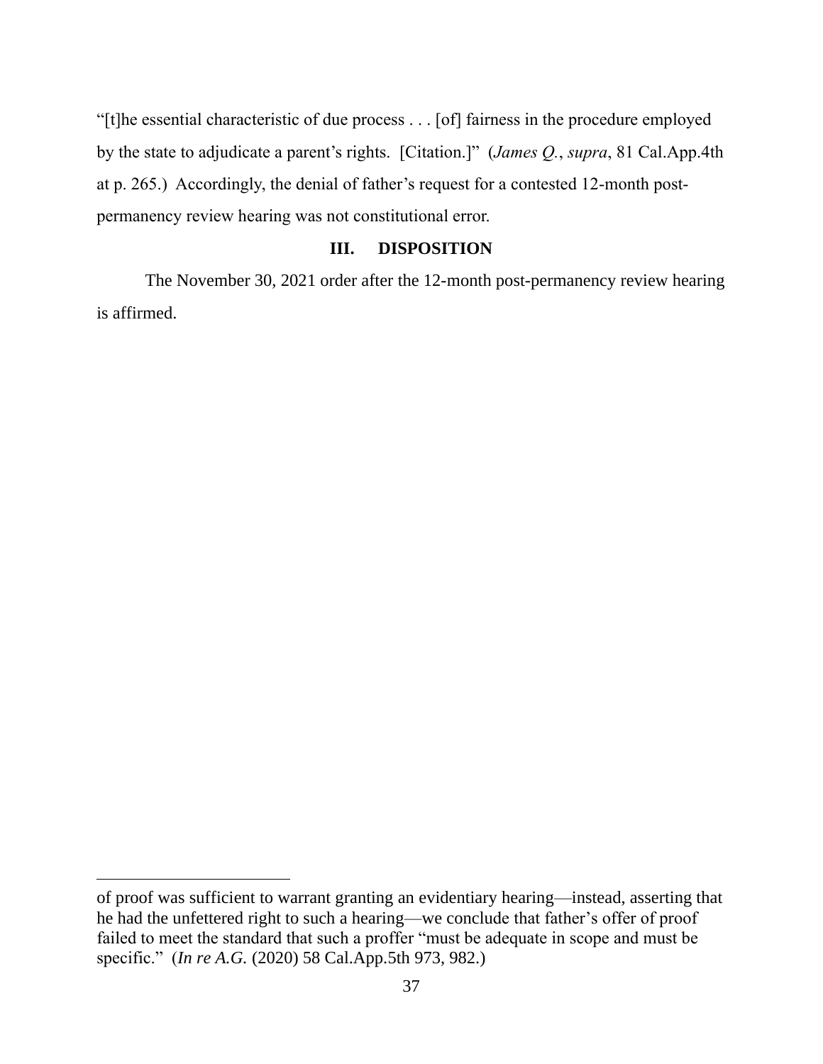"[t]he essential characteristic of due process . . . [of] fairness in the procedure employed by the state to adjudicate a parent's rights. [Citation.]" (*James Q.*, *supra*, 81 Cal.App.4th at p. 265.) Accordingly, the denial of father's request for a contested 12-month post-permanency review hearing was not constitutional error.

## III. DISPOSITION

The November 30, 2021 order after the 12-month post-permanency review hearing is affirmed.

---

of proof was sufficient to warrant granting an evidentiary hearing—instead, asserting that he had the unfettered right to such a hearing—we conclude that father's offer of proof failed to meet the standard that such a proffer "must be adequate in scope and must be specific." (*In re A.G.* (2020) 58 Cal.App.5th 973, 982.)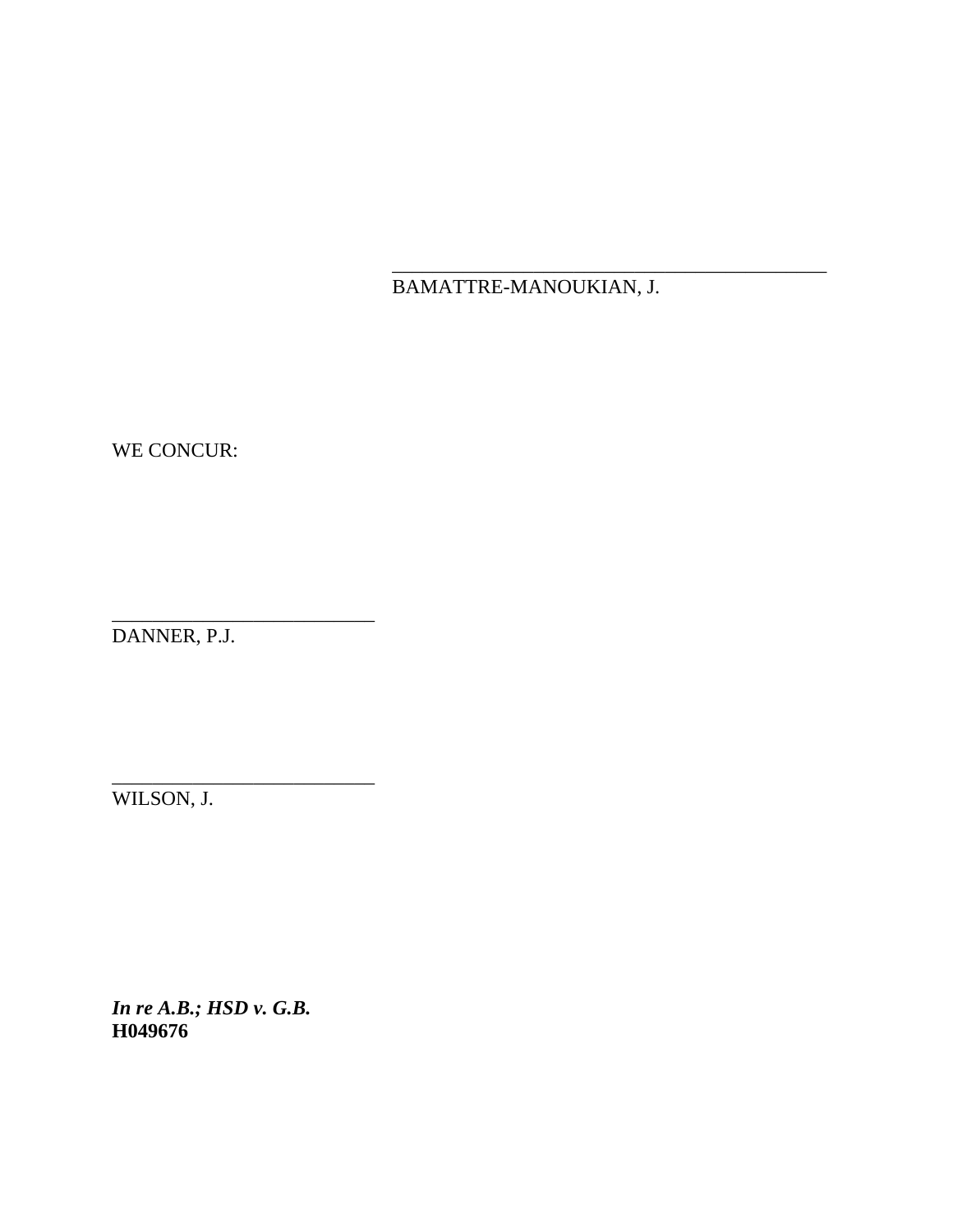\_\_\_\_\_\_\_\_\_\_\_\_\_\_\_\_\_\_\_\_\_\_\_\_\_\_\_\_\_\_\_\_\_\_\_\_\_\_\_\_\_\_\_\_

BAMATTRE-MANOUKIAN, J.

WE CONCUR:

\_\_\_\_\_\_\_\_\_\_\_\_\_\_\_\_\_\_\_\_\_\_\_\_\_\_\_\_\_\_

DANNER, P.J.

\_\_\_\_\_\_\_\_\_\_\_\_\_\_\_\_\_\_\_\_\_\_\_\_\_\_\_\_\_\_

WILSON, J.

***In re A.B.; HSD v. G.B.***
**H049676**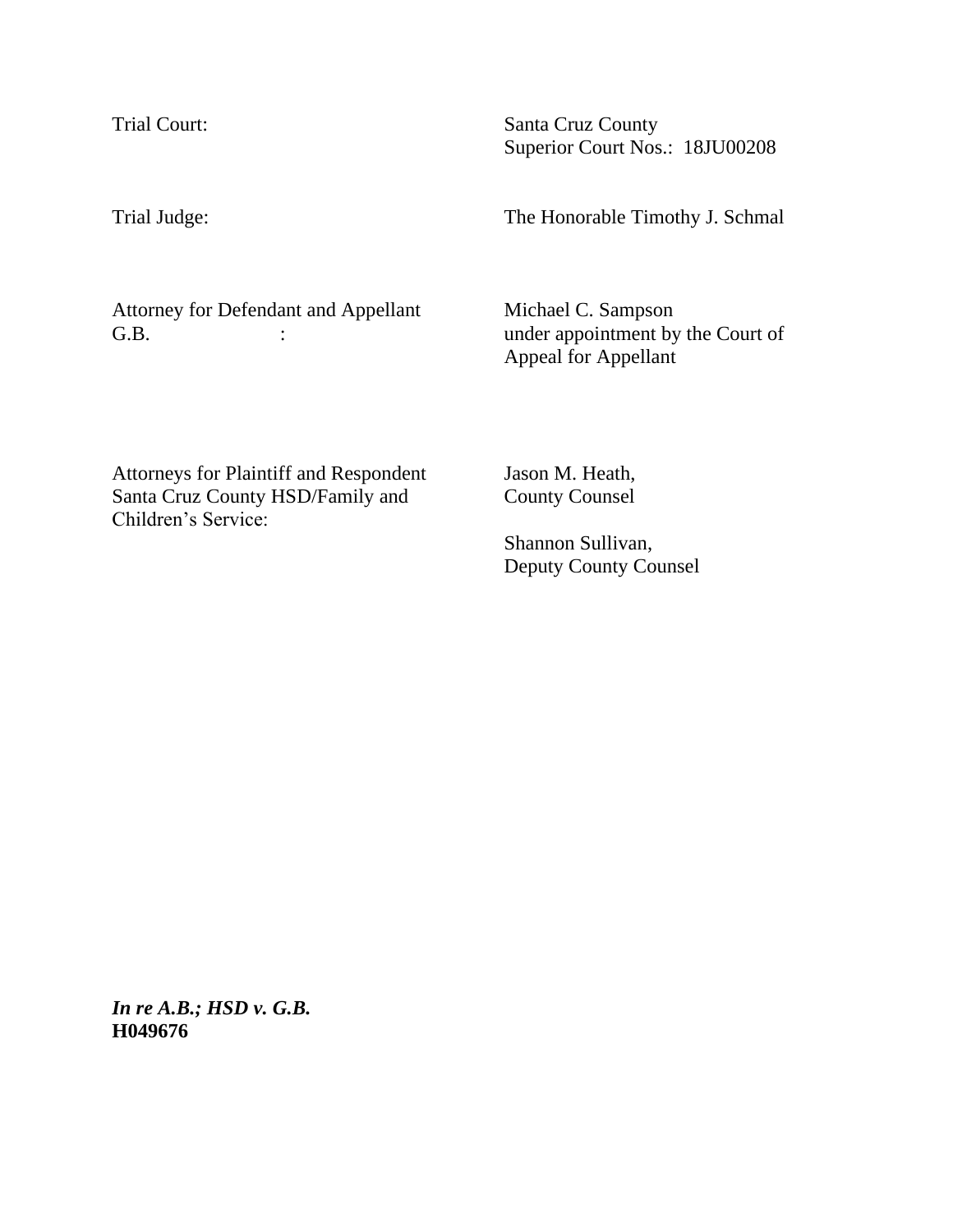| | |
|---|---|
| Trial Court: | Santa Cruz County<br>Superior Court Nos.: 18JU00208 |
| Trial Judge: | The Honorable Timothy J. Schmal |
| Attorney for Defendant and Appellant G.B. : | Michael C. Sampson<br>under appointment by the Court of Appeal for Appellant |
| Attorneys for Plaintiff and Respondent Santa Cruz County HSD/Family and Children's Service: | Jason M. Heath,<br>County Counsel<br><br>Shannon Sullivan,<br>Deputy County Counsel |

***In re A.B.; HSD v. G.B.***
**H049676**